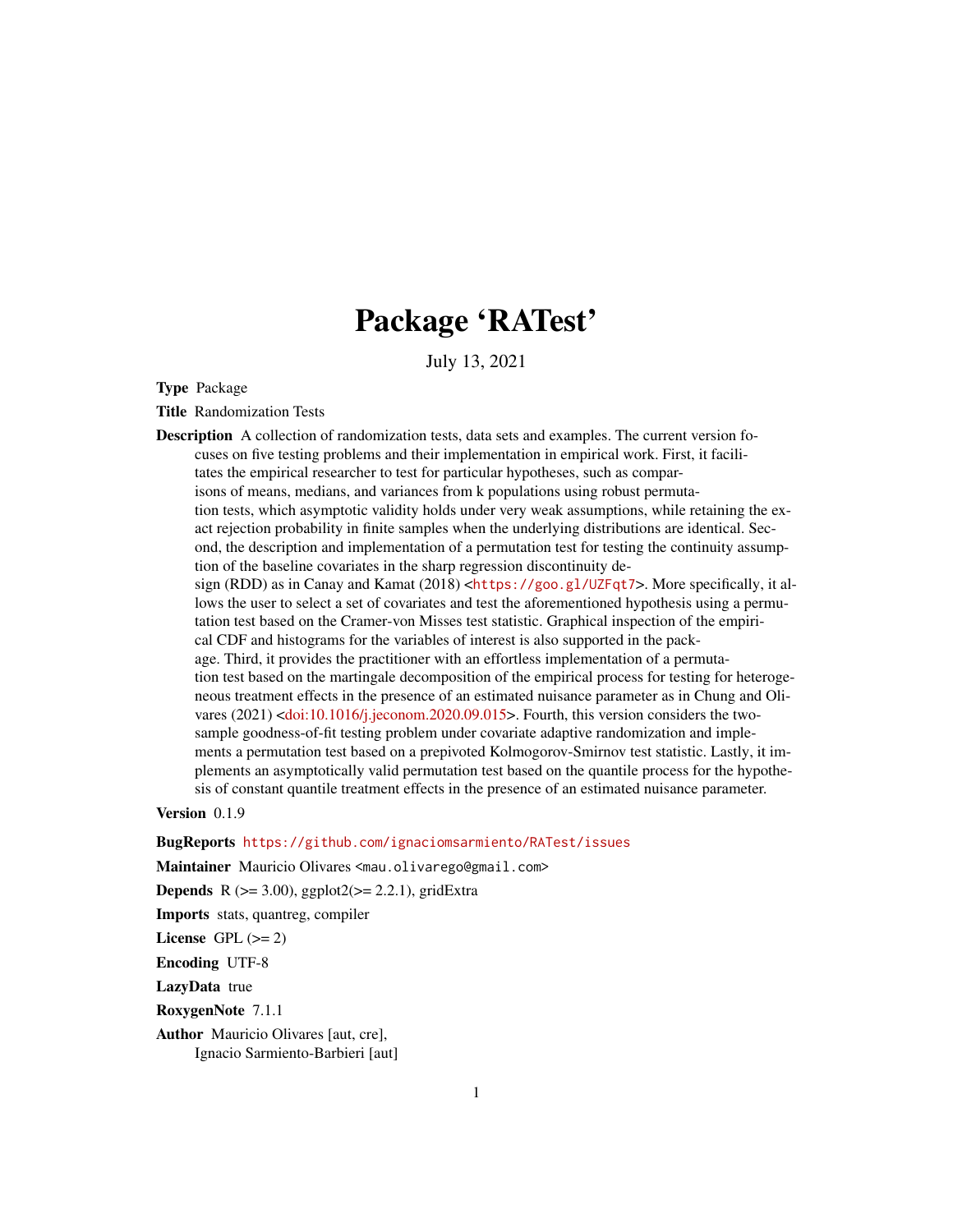# Package 'RATest'

July 13, 2021

**Type** Package

**Title** Randomization Tests

**Description** A collection of randomization tests, data sets and examples. The current version focuses on five testing problems and their implementation in empirical work. First, it facilitates the empirical researcher to test for particular hypotheses, such as comparisons of means, medians, and variances from k populations using robust permutation tests, which asymptotic validity holds under very weak assumptions, while retaining the exact rejection probability in finite samples when the underlying distributions are identical. Second, the description and implementation of a permutation test for testing the continuity assumption of the baseline covariates in the sharp regression discontinuity design (RDD) as in Canay and Kamat (2018) <https://goo.gl/UZFqt7>. More specifically, it allows the user to select a set of covariates and test the aforementioned hypothesis using a permutation test based on the Cramer-von Misses test statistic. Graphical inspection of the empirical CDF and histograms for the variables of interest is also supported in the package. Third, it provides the practitioner with an effortless implementation of a permutation test based on the martingale decomposition of the empirical process for testing for heterogeneous treatment effects in the presence of an estimated nuisance parameter as in Chung and Olivares (2021) <doi:10.1016/j.jeconom.2020.09.015>. Fourth, this version considers the two-sample goodness-of-fit testing problem under covariate adaptive randomization and implements a permutation test based on a prepivoted Kolmogorov-Smirnov test statistic. Lastly, it implements an asymptotically valid permutation test based on the quantile process for the hypothesis of constant quantile treatment effects in the presence of an estimated nuisance parameter.

**Version** 0.1.9

**BugReports** https://github.com/ignaciomsarmiento/RATest/issues

**Maintainer** Mauricio Olivares <mau.olivarego@gmail.com>

**Depends** R (>= 3.00), ggplot2(>= 2.2.1), gridExtra

**Imports** stats, quantreg, compiler

**License** GPL (>= 2)

**Encoding** UTF-8

**LazyData** true

**RoxygenNote** 7.1.1

**Author** Mauricio Olivares [aut, cre],
Ignacio Sarmiento-Barbieri [aut]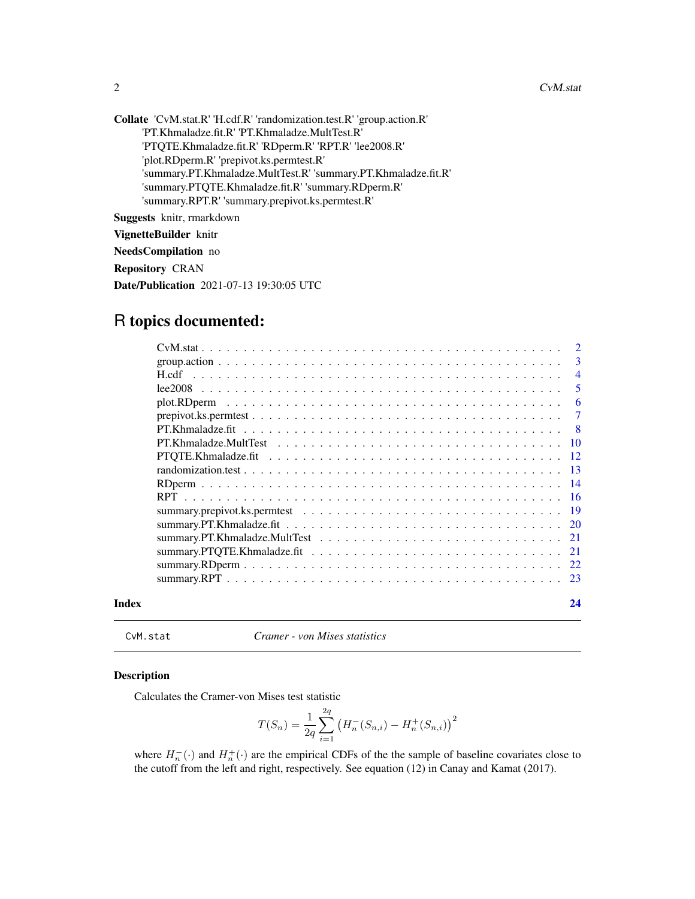**Collate** 'CvM.stat.R' 'H.cdf.R' 'randomization.test.R' 'group.action.R' 'PT.Khmaladze.fit.R' 'PT.Khmaladze.MultTest.R' 'PTQTE.Khmaladze.fit.R' 'RDperm.R' 'RPT.R' 'lee2008.R' 'plot.RDperm.R' 'prepivot.ks.permtest.R' 'summary.PT.Khmaladze.MultTest.R' 'summary.PT.Khmaladze.fit.R' 'summary.PTQTE.Khmaladze.fit.R' 'summary.RDperm.R' 'summary.RPT.R' 'summary.prepivot.ks.permtest.R'

**Suggests** knitr, rmarkdown

**VignetteBuilder** knitr

**NeedsCompilation** no

**Repository** CRAN

**Date/Publication** 2021-07-13 19:30:05 UTC

# R topics documented:

| | |
|---|---|
| CvM.stat | 2 |
| group.action | 3 |
| H.cdf | 4 |
| lee2008 | 5 |
| plot.RDperm | 6 |
| prepivot.ks.permtest | 7 |
| PT.Khmaladze.fit | 8 |
| PT.Khmaladze.MultTest | 10 |
| PTQTE.Khmaladze.fit | 12 |
| randomization.test | 13 |
| RDperm | 14 |
| RPT | 16 |
| summary.prepivot.ks.permtest | 19 |
| summary.PT.Khmaladze.fit | 20 |
| summary.PT.Khmaladze.MultTest | 21 |
| summary.PTQTE.Khmaladze.fit | 21 |
| summary.RDperm | 22 |
| summary.RPT | 23 |
| **Index** | **24** |

---

`CvM.stat` *Cramer - von Mises statistics*

---

### Description

Calculates the Cramer-von Mises test statistic

$$T(S_n) = \frac{1}{2q} \sum_{i=1}^{2q} \left( H_n^-(S_{n,i}) - H_n^+(S_{n,i}) \right)^2$$

where $H_n^-(\cdot)$ and $H_n^+(\cdot)$ are the empirical CDFs of the the sample of baseline covariates close to the cutoff from the left and right, respectively. See equation (12) in Canay and Kamat (2017).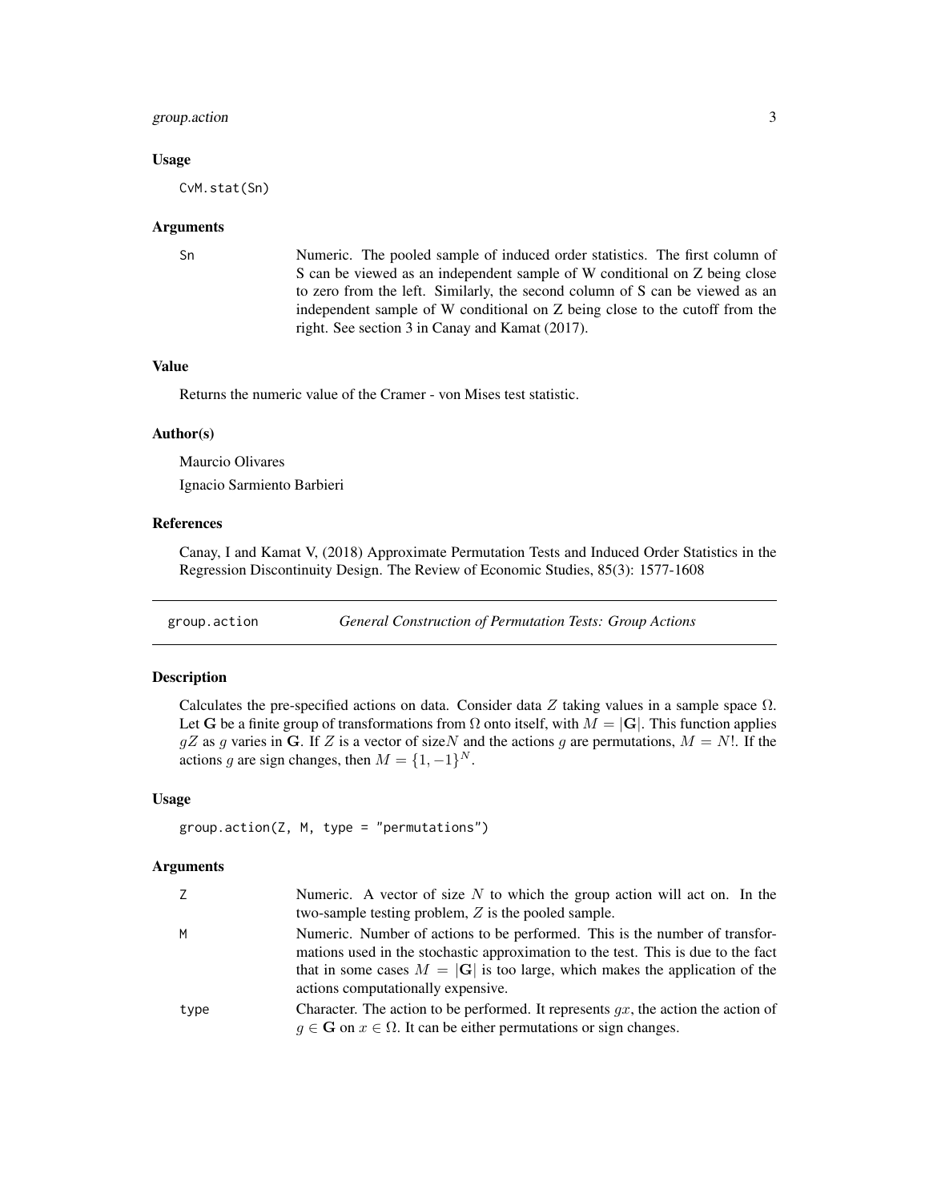### Usage

```
CvM.stat(Sn)
```

### Arguments

| | |
|---|---|
| Sn | Numeric. The pooled sample of induced order statistics. The first column of S can be viewed as an independent sample of W conditional on Z being close to zero from the left. Similarly, the second column of S can be viewed as an independent sample of W conditional on Z being close to the cutoff from the right. See section 3 in Canay and Kamat (2017). |

### Value

Returns the numeric value of the Cramer - von Mises test statistic.

### Author(s)

Maurcio Olivares

Ignacio Sarmiento Barbieri

### References

Canay, I and Kamat V, (2018) Approximate Permutation Tests and Induced Order Statistics in the Regression Discontinuity Design. The Review of Economic Studies, 85(3): 1577-1608

---

## group.action — *General Construction of Permutation Tests: Group Actions*

### Description

Calculates the pre-specified actions on data. Consider data $Z$ taking values in a sample space $\Omega$. Let $\mathbf{G}$ be a finite group of transformations from $\Omega$ onto itself, with $M = |\mathbf{G}|$. This function applies $gZ$ as $g$ varies in $\mathbf{G}$. If $Z$ is a vector of size$N$ and the actions $g$ are permutations, $M = N!$. If the actions $g$ are sign changes, then $M = \{1, -1\}^N$.

### Usage

```
group.action(Z, M, type = "permutations")
```

### Arguments

| | |
|---|---|
| Z | Numeric. A vector of size $N$ to which the group action will act on. In the two-sample testing problem, $Z$ is the pooled sample. |
| M | Numeric. Number of actions to be performed. This is the number of transformations used in the stochastic approximation to the test. This is due to the fact that in some cases $M = |\mathbf{G}|$ is too large, which makes the application of the actions computationally expensive. |
| type | Character. The action to be performed. It represents $gx$, the action the action of $g \in \mathbf{G}$ on $x \in \Omega$. It can be either permutations or sign changes. |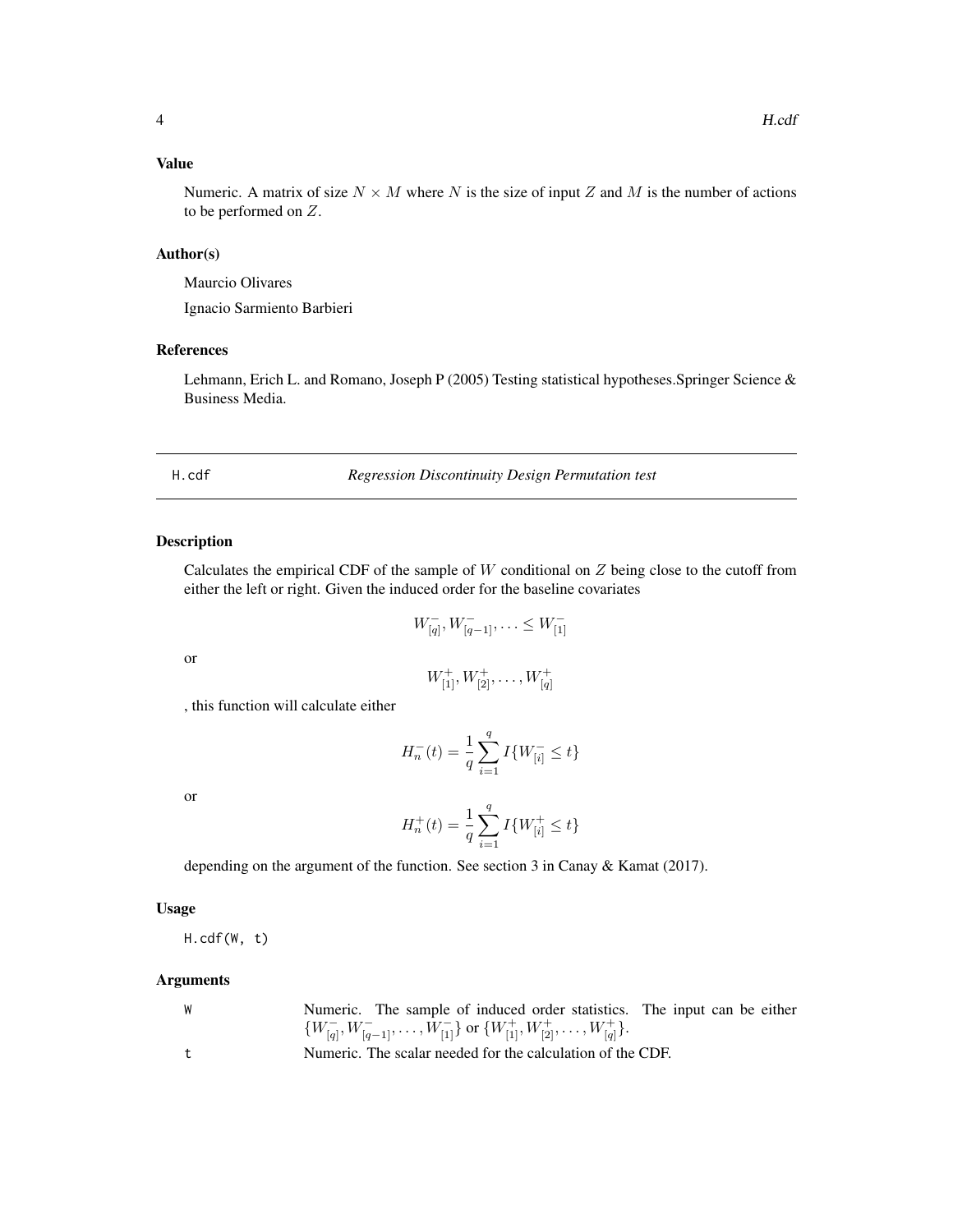## Value

Numeric. A matrix of size $N \times M$ where $N$ is the size of input $Z$ and $M$ is the number of actions to be performed on $Z$.

## Author(s)

Maurcio Olivares

Ignacio Sarmiento Barbieri

## References

Lehmann, Erich L. and Romano, Joseph P (2005) Testing statistical hypotheses.Springer Science & Business Media.

---

# H.cdf — *Regression Discontinuity Design Permutation test*

## Description

Calculates the empirical CDF of the sample of $W$ conditional on $Z$ being close to the cutoff from either the left or right. Given the induced order for the baseline covariates

$$W^-_{[q]}, W^-_{[q-1]}, \ldots \leq W^-_{[1]}$$

or

$$W^+_{[1]}, W^+_{[2]}, \ldots, W^+_{[q]}$$

, this function will calculate either

$$H^-_n(t) = \frac{1}{q} \sum_{i=1}^{q} I\{W^-_{[i]} \leq t\}$$

or

$$H^+_n(t) = \frac{1}{q} \sum_{i=1}^{q} I\{W^+_{[i]} \leq t\}$$

depending on the argument of the function. See section 3 in Canay & Kamat (2017).

## Usage

```
H.cdf(W, t)
```

## Arguments

| | |
|---|---|
| W | Numeric. The sample of induced order statistics. The input can be either $\{W^-_{[q]}, W^-_{[q-1]}, \ldots, W^-_{[1]}\}$ or $\{W^+_{[1]}, W^+_{[2]}, \ldots, W^+_{[q]}\}$. |
| t | Numeric. The scalar needed for the calculation of the CDF. |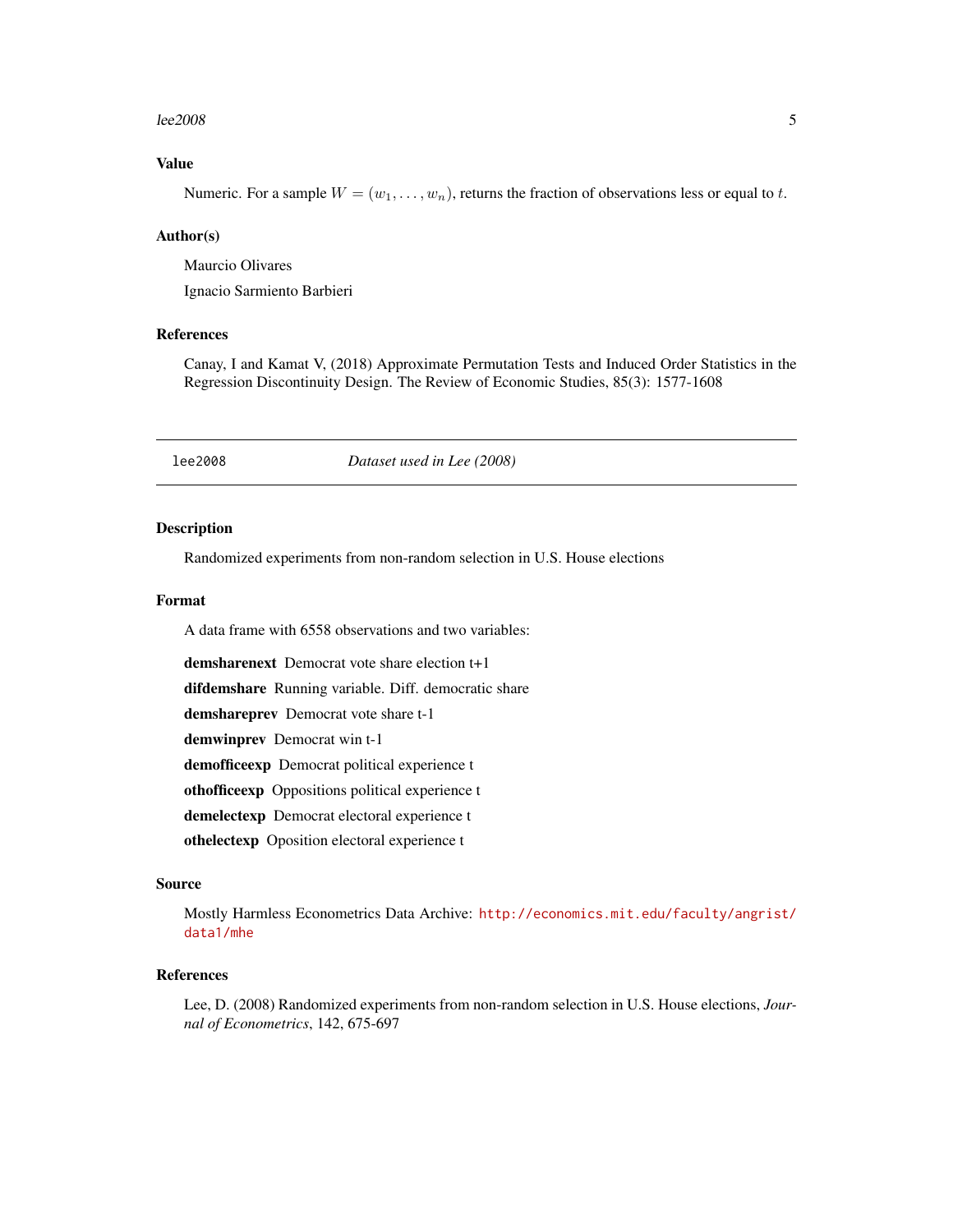### Value

Numeric. For a sample $W = (w_1, \ldots, w_n)$, returns the fraction of observations less or equal to $t$.

### Author(s)

Maurcio Olivares

Ignacio Sarmiento Barbieri

### References

Canay, I and Kamat V, (2018) Approximate Permutation Tests and Induced Order Statistics in the Regression Discontinuity Design. The Review of Economic Studies, 85(3): 1577-1608

---

## lee2008 *Dataset used in Lee (2008)*

---

### Description

Randomized experiments from non-random selection in U.S. House elections

### Format

A data frame with 6558 observations and two variables:

**demsharenext** Democrat vote share election t+1

**difdemshare** Running variable. Diff. democratic share

**demshareprev** Democrat vote share t-1

**demwinprev** Democrat win t-1

**demofficeexp** Democrat political experience t

**othofficeexp** Oppositions political experience t

**demelectexp** Democrat electoral experience t

**othelectexp** Oposition electoral experience t

### Source

Mostly Harmless Econometrics Data Archive: http://economics.mit.edu/faculty/angrist/data1/mhe

### References

Lee, D. (2008) Randomized experiments from non-random selection in U.S. House elections, *Journal of Econometrics*, 142, 675-697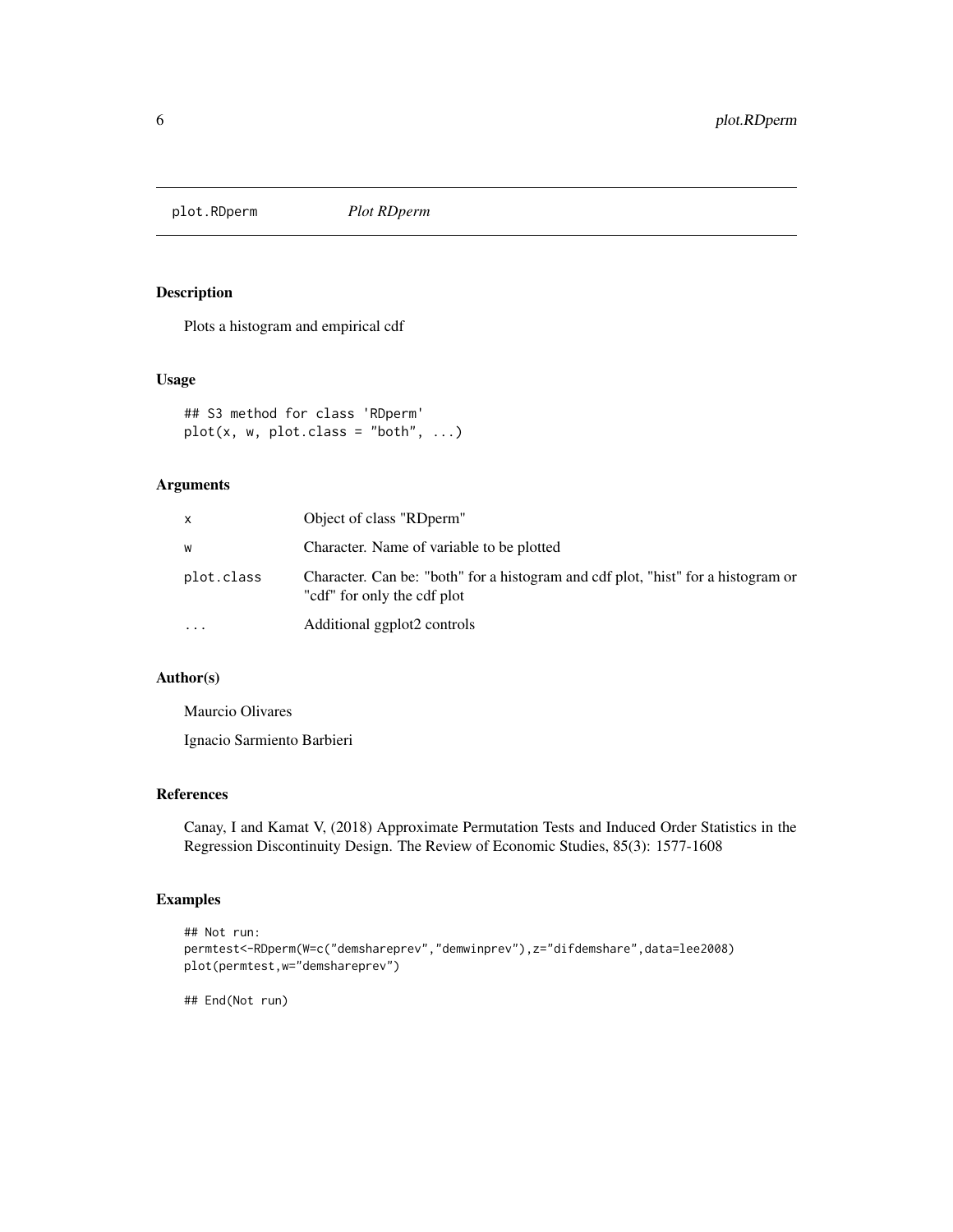# plot.RDperm *Plot RDperm*

## Description

Plots a histogram and empirical cdf

## Usage

```
## S3 method for class 'RDperm'
plot(x, w, plot.class = "both", ...)
```

## Arguments

| | |
|---|---|
| x | Object of class "RDperm" |
| w | Character. Name of variable to be plotted |
| plot.class | Character. Can be: "both" for a histogram and cdf plot, "hist" for a histogram or "cdf" for only the cdf plot |
| ... | Additional ggplot2 controls |

## Author(s)

Maurcio Olivares

Ignacio Sarmiento Barbieri

## References

Canay, I and Kamat V, (2018) Approximate Permutation Tests and Induced Order Statistics in the Regression Discontinuity Design. The Review of Economic Studies, 85(3): 1577-1608

## Examples

```
## Not run:
permtest<-RDperm(W=c("demshareprev","demwinprev"),z="difdemshare",data=lee2008)
plot(permtest,w="demshareprev")

## End(Not run)
```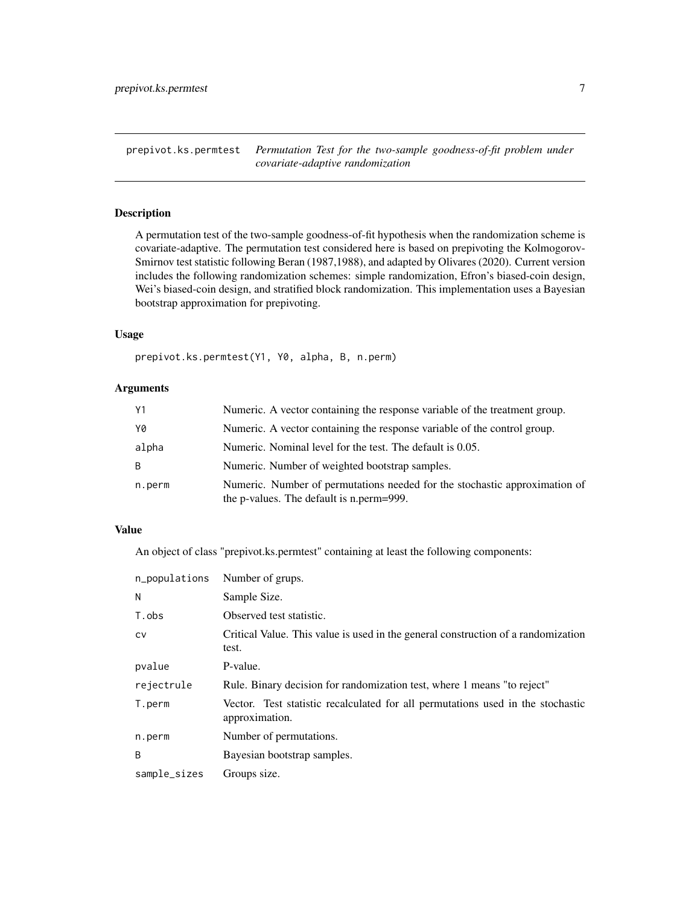`prepivot.ks.permtest` *Permutation Test for the two-sample goodness-of-fit problem under covariate-adaptive randomization*

## Description

A permutation test of the two-sample goodness-of-fit hypothesis when the randomization scheme is covariate-adaptive. The permutation test considered here is based on prepivoting the Kolmogorov-Smirnov test statistic following Beran (1987,1988), and adapted by Olivares (2020). Current version includes the following randomization schemes: simple randomization, Efron's biased-coin design, Wei's biased-coin design, and stratified block randomization. This implementation uses a Bayesian bootstrap approximation for prepivoting.

## Usage

```
prepivot.ks.permtest(Y1, Y0, alpha, B, n.perm)
```

## Arguments

| | |
|---|---|
| Y1 | Numeric. A vector containing the response variable of the treatment group. |
| Y0 | Numeric. A vector containing the response variable of the control group. |
| alpha | Numeric. Nominal level for the test. The default is 0.05. |
| B | Numeric. Number of weighted bootstrap samples. |
| n.perm | Numeric. Number of permutations needed for the stochastic approximation of the p-values. The default is n.perm=999. |

## Value

An object of class "prepivot.ks.permtest" containing at least the following components:

| | |
|---|---|
| n_populations | Number of grups. |
| N | Sample Size. |
| T.obs | Observed test statistic. |
| cv | Critical Value. This value is used in the general construction of a randomization test. |
| pvalue | P-value. |
| rejectrule | Rule. Binary decision for randomization test, where 1 means "to reject" |
| T.perm | Vector. Test statistic recalculated for all permutations used in the stochastic approximation. |
| n.perm | Number of permutations. |
| B | Bayesian bootstrap samples. |
| sample_sizes | Groups size. |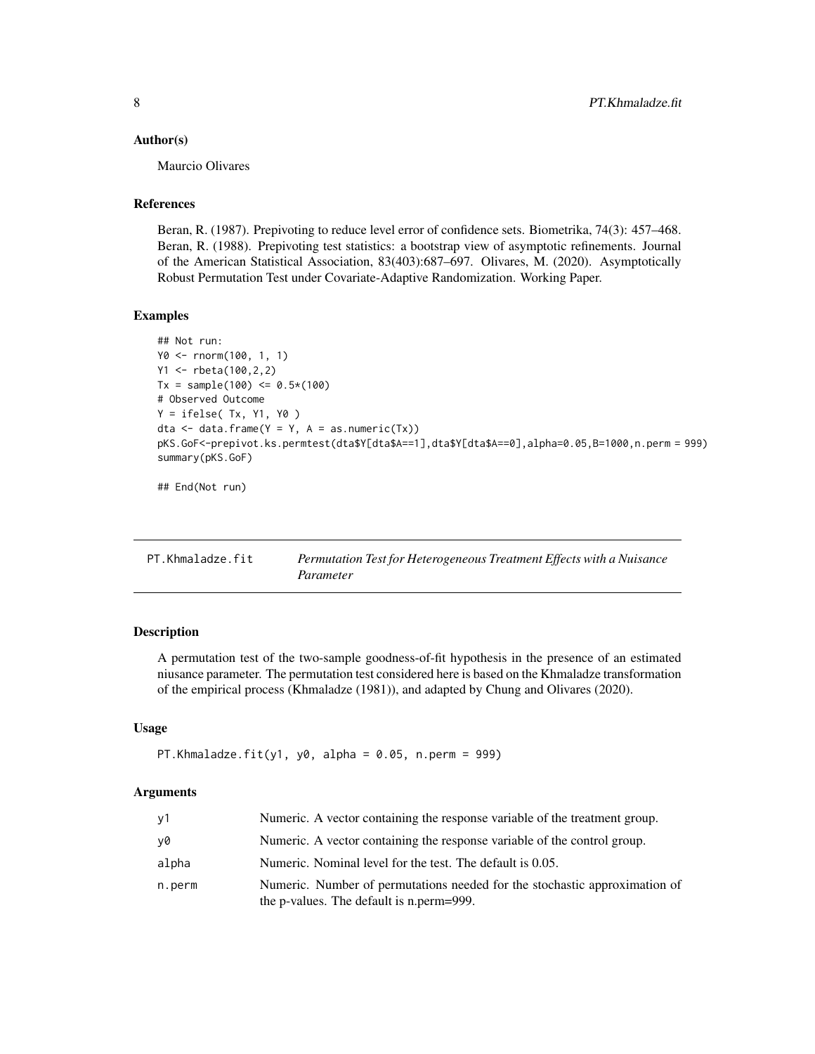### Author(s)

Maurcio Olivares

### References

Beran, R. (1987). Prepivoting to reduce level error of confidence sets. Biometrika, 74(3): 457–468. Beran, R. (1988). Prepivoting test statistics: a bootstrap view of asymptotic refinements. Journal of the American Statistical Association, 83(403):687–697. Olivares, M. (2020). Asymptotically Robust Permutation Test under Covariate-Adaptive Randomization. Working Paper.

### Examples

```
## Not run:
Y0 <- rnorm(100, 1, 1)
Y1 <- rbeta(100,2,2)
Tx = sample(100) <= 0.5*(100)
# Observed Outcome
Y = ifelse( Tx, Y1, Y0 )
dta <- data.frame(Y = Y, A = as.numeric(Tx))
pKS.GoF<-prepivot.ks.permtest(dta$Y[dta$A==1],dta$Y[dta$A==0],alpha=0.05,B=1000,n.perm = 999)
summary(pKS.GoF)

## End(Not run)
```

---

## PT.Khmaladze.fit — *Permutation Test for Heterogeneous Treatment Effects with a Nuisance Parameter*

### Description

A permutation test of the two-sample goodness-of-fit hypothesis in the presence of an estimated niusance parameter. The permutation test considered here is based on the Khmaladze transformation of the empirical process (Khmaladze (1981)), and adapted by Chung and Olivares (2020).

### Usage

```
PT.Khmaladze.fit(y1, y0, alpha = 0.05, n.perm = 999)
```

### Arguments

| | |
|---|---|
| y1 | Numeric. A vector containing the response variable of the treatment group. |
| y0 | Numeric. A vector containing the response variable of the control group. |
| alpha | Numeric. Nominal level for the test. The default is 0.05. |
| n.perm | Numeric. Number of permutations needed for the stochastic approximation of the p-values. The default is n.perm=999. |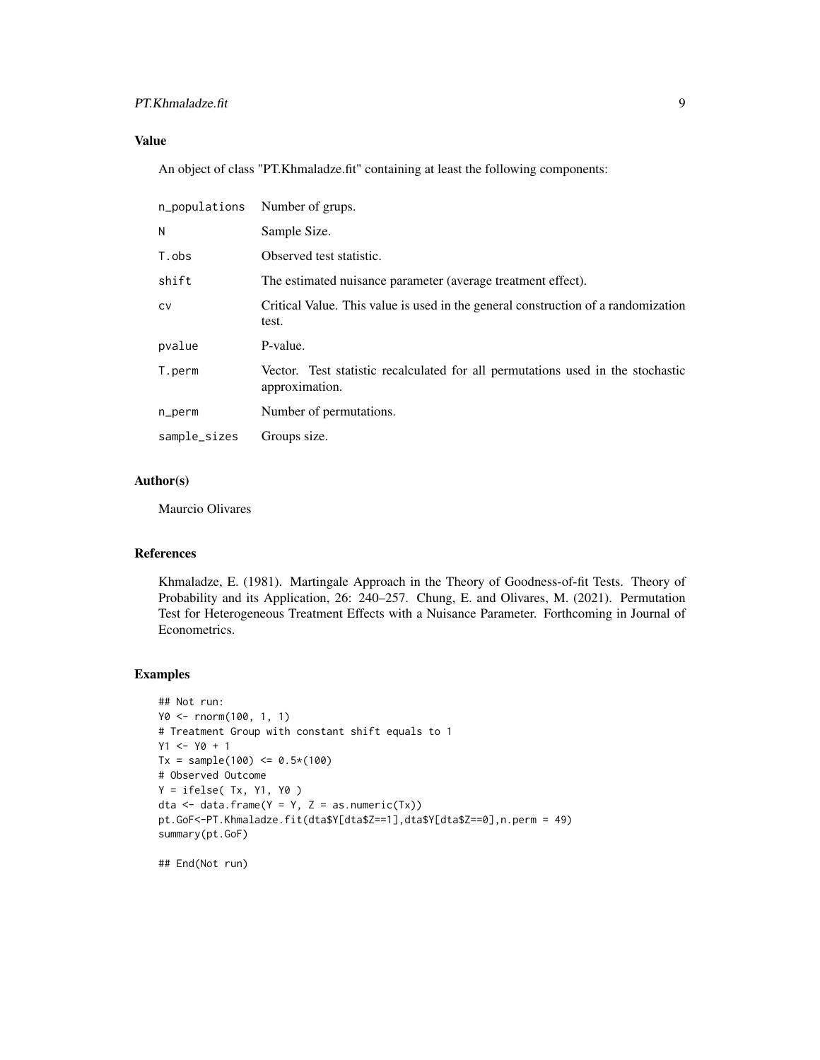### Value

An object of class "PT.Khmaladze.fit" containing at least the following components:

| | |
|---|---|
| n_populations | Number of grups. |
| N | Sample Size. |
| T.obs | Observed test statistic. |
| shift | The estimated nuisance parameter (average treatment effect). |
| cv | Critical Value. This value is used in the general construction of a randomization test. |
| pvalue | P-value. |
| T.perm | Vector. Test statistic recalculated for all permutations used in the stochastic approximation. |
| n_perm | Number of permutations. |
| sample_sizes | Groups size. |

### Author(s)

Maurcio Olivares

### References

Khmaladze, E. (1981). Martingale Approach in the Theory of Goodness-of-fit Tests. Theory of Probability and its Application, 26: 240–257. Chung, E. and Olivares, M. (2021). Permutation Test for Heterogeneous Treatment Effects with a Nuisance Parameter. Forthcoming in Journal of Econometrics.

### Examples

```
## Not run:
Y0 <- rnorm(100, 1, 1)
# Treatment Group with constant shift equals to 1
Y1 <- Y0 + 1
Tx = sample(100) <= 0.5*(100)
# Observed Outcome
Y = ifelse( Tx, Y1, Y0 )
dta <- data.frame(Y = Y, Z = as.numeric(Tx))
pt.GoF<-PT.Khmaladze.fit(dta$Y[dta$Z==1],dta$Y[dta$Z==0],n.perm = 49)
summary(pt.GoF)

## End(Not run)
```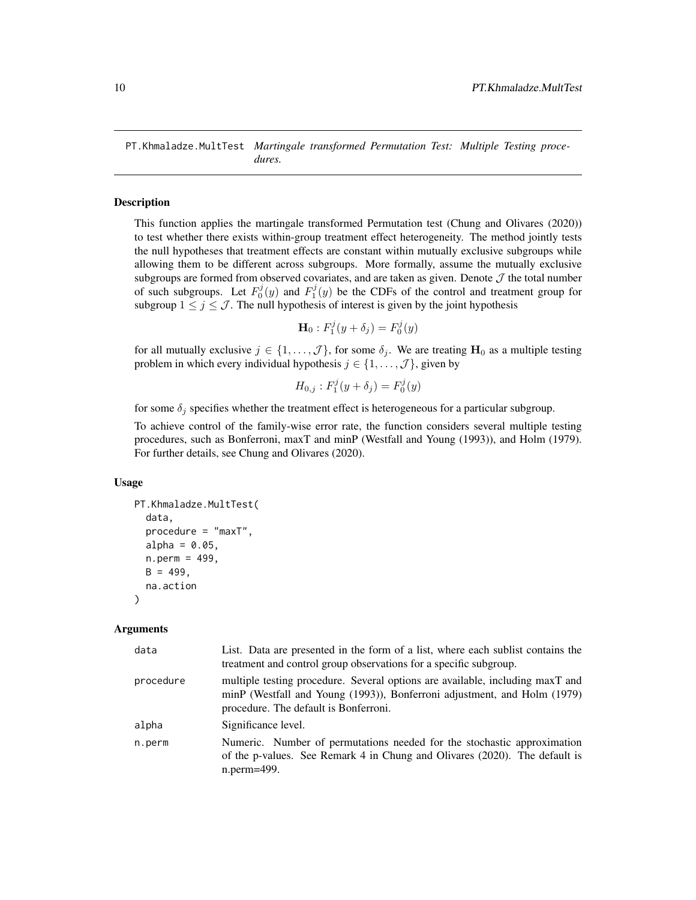PT.Khmaladze.MultTest *Martingale transformed Permutation Test: Multiple Testing procedures.*

## Description

This function applies the martingale transformed Permutation test (Chung and Olivares (2020)) to test whether there exists within-group treatment effect heterogeneity. The method jointly tests the null hypotheses that treatment effects are constant within mutually exclusive subgroups while allowing them to be different across subgroups. More formally, assume the mutually exclusive subgroups are formed from observed covariates, and are taken as given. Denote $\mathcal{J}$ the total number of such subgroups. Let $F_0^j(y)$ and $F_1^j(y)$ be the CDFs of the control and treatment group for subgroup $1 \leq j \leq \mathcal{J}$. The null hypothesis of interest is given by the joint hypothesis

$$\mathbf{H}_0 : F_1^j(y + \delta_j) = F_0^j(y)$$

for all mutually exclusive $j \in \{1, \ldots, \mathcal{J}\}$, for some $\delta_j$. We are treating $\mathbf{H}_0$ as a multiple testing problem in which every individual hypothesis $j \in \{1, \ldots, \mathcal{J}\}$, given by

$$H_{0,j} : F_1^j(y + \delta_j) = F_0^j(y)$$

for some $\delta_j$ specifies whether the treatment effect is heterogeneous for a particular subgroup.

To achieve control of the family-wise error rate, the function considers several multiple testing procedures, such as Bonferroni, maxT and minP (Westfall and Young (1993)), and Holm (1979). For further details, see Chung and Olivares (2020).

## Usage

```
PT.Khmaladze.MultTest(
  data,
  procedure = "maxT",
  alpha = 0.05,
  n.perm = 499,
  B = 499,
  na.action
)
```

## Arguments

| | |
|---|---|
| data | List. Data are presented in the form of a list, where each sublist contains the treatment and control group observations for a specific subgroup. |
| procedure | multiple testing procedure. Several options are available, including maxT and minP (Westfall and Young (1993)), Bonferroni adjustment, and Holm (1979) procedure. The default is Bonferroni. |
| alpha | Significance level. |
| n.perm | Numeric. Number of permutations needed for the stochastic approximation of the p-values. See Remark 4 in Chung and Olivares (2020). The default is n.perm=499. |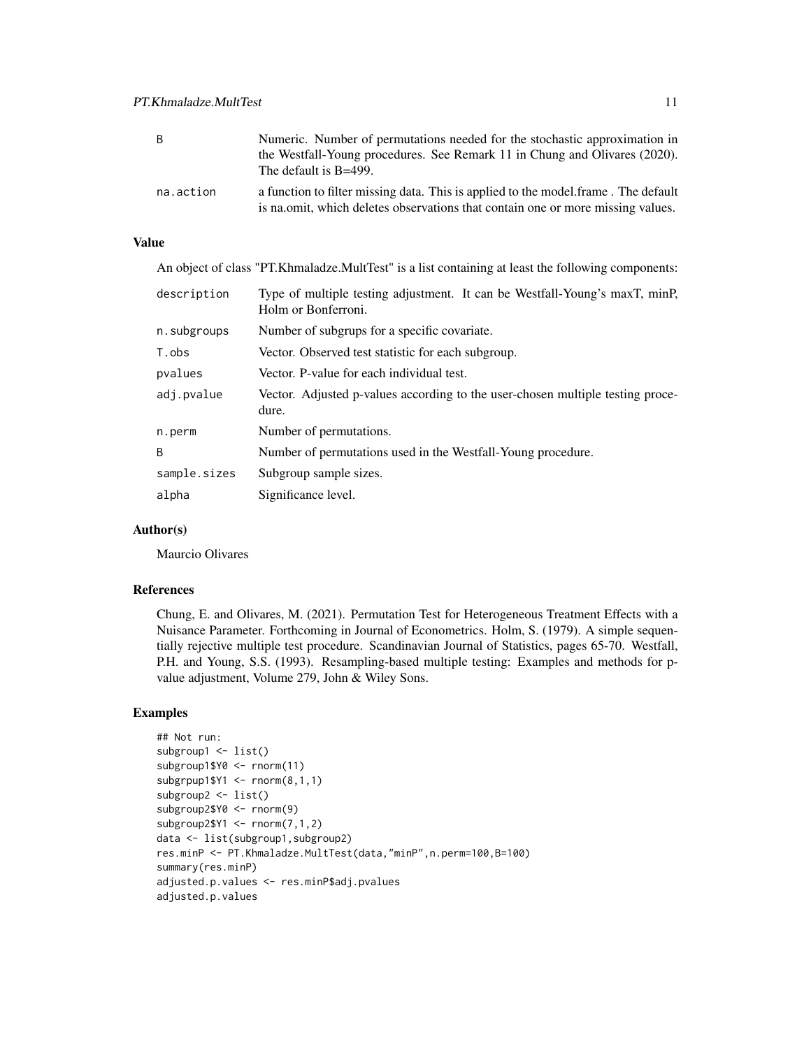| | |
|---|---|
| B | Numeric. Number of permutations needed for the stochastic approximation in the Westfall-Young procedures. See Remark 11 in Chung and Olivares (2020). The default is B=499. |
| na.action | a function to filter missing data. This is applied to the model.frame . The default is na.omit, which deletes observations that contain one or more missing values. |

### Value

An object of class "PT.Khmaladze.MultTest" is a list containing at least the following components:

| | |
|---|---|
| description | Type of multiple testing adjustment. It can be Westfall-Young's maxT, minP, Holm or Bonferroni. |
| n.subgroups | Number of subgrups for a specific covariate. |
| T.obs | Vector. Observed test statistic for each subgroup. |
| pvalues | Vector. P-value for each individual test. |
| adj.pvalue | Vector. Adjusted p-values according to the user-chosen multiple testing procedure. |
| n.perm | Number of permutations. |
| B | Number of permutations used in the Westfall-Young procedure. |
| sample.sizes | Subgroup sample sizes. |
| alpha | Significance level. |

### Author(s)

Maurcio Olivares

### References

Chung, E. and Olivares, M. (2021). Permutation Test for Heterogeneous Treatment Effects with a Nuisance Parameter. Forthcoming in Journal of Econometrics. Holm, S. (1979). A simple sequentially rejective multiple test procedure. Scandinavian Journal of Statistics, pages 65-70. Westfall, P.H. and Young, S.S. (1993). Resampling-based multiple testing: Examples and methods for p-value adjustment, Volume 279, John & Wiley Sons.

### Examples

```
## Not run:
subgroup1 <- list()
subgroup1$Y0 <- rnorm(11)
subgrpup1$Y1 <- rnorm(8,1,1)
subgroup2 <- list()
subgroup2$Y0 <- rnorm(9)
subgroup2$Y1 <- rnorm(7,1,2)
data <- list(subgroup1,subgroup2)
res.minP <- PT.Khmaladze.MultTest(data,"minP",n.perm=100,B=100)
summary(res.minP)
adjusted.p.values <- res.minP$adj.pvalues
adjusted.p.values
```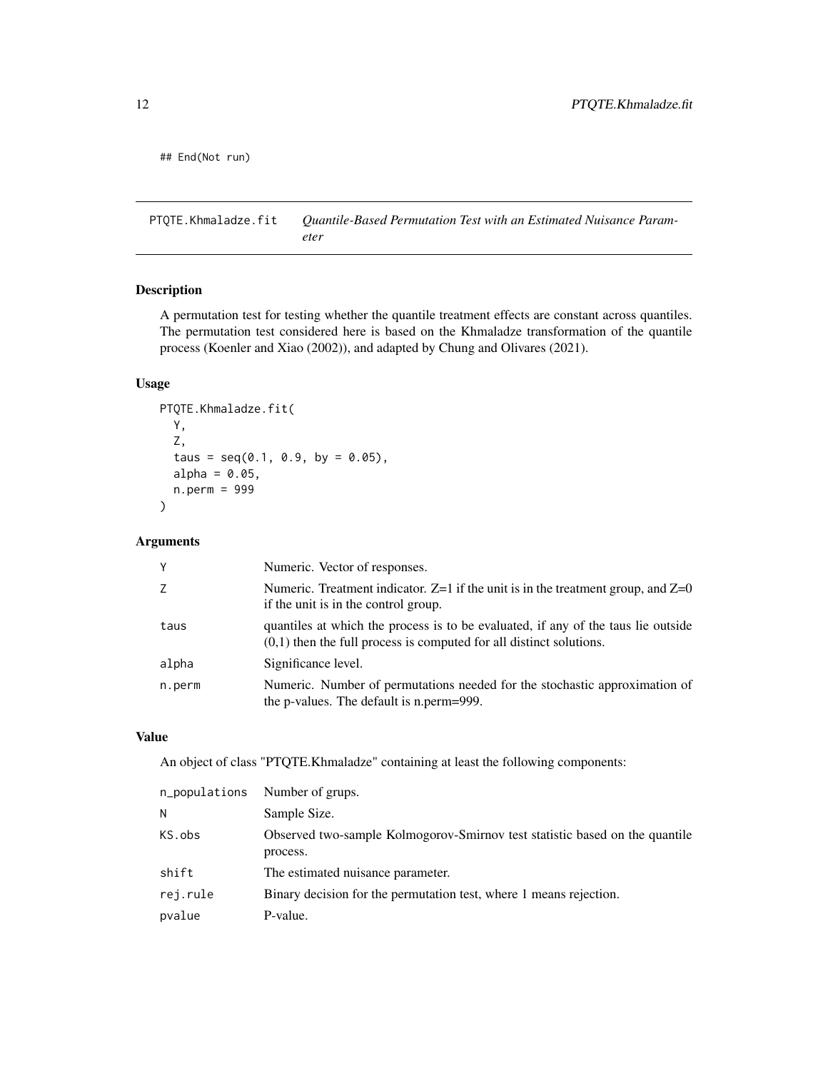```
## End(Not run)
```

---

## PTQTE.Khmaladze.fit — *Quantile-Based Permutation Test with an Estimated Nuisance Parameter*

### Description

A permutation test for testing whether the quantile treatment effects are constant across quantiles. The permutation test considered here is based on the Khmaladze transformation of the quantile process (Koenler and Xiao (2002)), and adapted by Chung and Olivares (2021).

### Usage

```
PTQTE.Khmaladze.fit(
  Y,
  Z,
  taus = seq(0.1, 0.9, by = 0.05),
  alpha = 0.05,
  n.perm = 999
)
```

### Arguments

| | |
|---|---|
| `Y` | Numeric. Vector of responses. |
| `Z` | Numeric. Treatment indicator. Z=1 if the unit is in the treatment group, and Z=0 if the unit is in the control group. |
| `taus` | quantiles at which the process is to be evaluated, if any of the taus lie outside (0,1) then the full process is computed for all distinct solutions. |
| `alpha` | Significance level. |
| `n.perm` | Numeric. Number of permutations needed for the stochastic approximation of the p-values. The default is n.perm=999. |

### Value

An object of class "PTQTE.Khmaladze" containing at least the following components:

| | |
|---|---|
| `n_populations` | Number of grups. |
| `N` | Sample Size. |
| `KS.obs` | Observed two-sample Kolmogorov-Smirnov test statistic based on the quantile process. |
| `shift` | The estimated nuisance parameter. |
| `rej.rule` | Binary decision for the permutation test, where 1 means rejection. |
| `pvalue` | P-value. |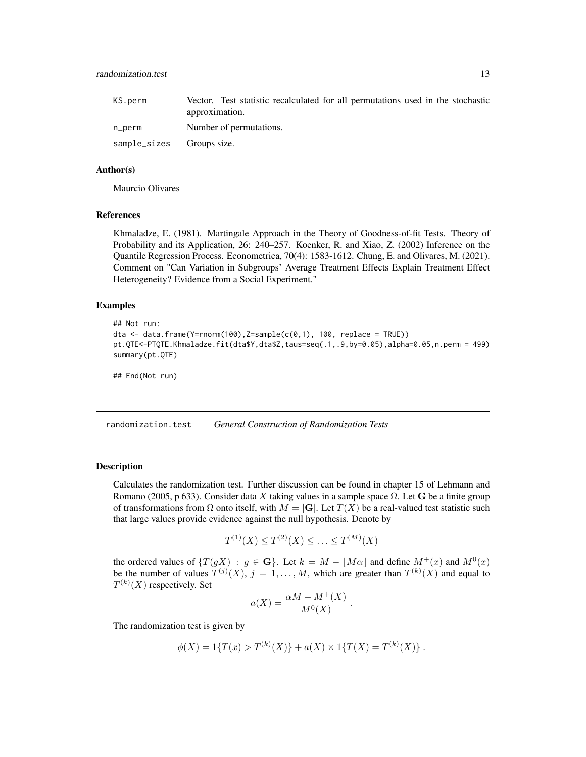| | |
|---|---|
| KS.perm | Vector. Test statistic recalculated for all permutations used in the stochastic approximation. |
| n_perm | Number of permutations. |
| sample_sizes | Groups size. |

### Author(s)

Maurcio Olivares

### References

Khmaladze, E. (1981). Martingale Approach in the Theory of Goodness-of-fit Tests. Theory of Probability and its Application, 26: 240–257. Koenker, R. and Xiao, Z. (2002) Inference on the Quantile Regression Process. Econometrica, 70(4): 1583-1612. Chung, E. and Olivares, M. (2021). Comment on "Can Variation in Subgroups' Average Treatment Effects Explain Treatment Effect Heterogeneity? Evidence from a Social Experiment."

### Examples

```
## Not run:
dta <- data.frame(Y=rnorm(100),Z=sample(c(0,1), 100, replace = TRUE))
pt.QTE<-PTQTE.Khmaladze.fit(dta$Y,dta$Z,taus=seq(.1,.9,by=0.05),alpha=0.05,n.perm = 499)
summary(pt.QTE)

## End(Not run)
```

---

## randomization.test *General Construction of Randomization Tests*

### Description

Calculates the randomization test. Further discussion can be found in chapter 15 of Lehmann and Romano (2005, p 633). Consider data $X$ taking values in a sample space $\Omega$. Let $\mathbf{G}$ be a finite group of transformations from $\Omega$ onto itself, with $M = |\mathbf{G}|$. Let $T(X)$ be a real-valued test statistic such that large values provide evidence against the null hypothesis. Denote by

$$T^{(1)}(X) \leq T^{(2)}(X) \leq \ldots \leq T^{(M)}(X)$$

the ordered values of $\{T(gX) \,:\, g \in \mathbf{G}\}$. Let $k = M - \lfloor M\alpha \rfloor$ and define $M^{+}(x)$ and $M^{0}(x)$ be the number of values $T^{(j)}(X)$, $j = 1, \ldots, M$, which are greater than $T^{(k)}(X)$ and equal to $T^{(k)}(X)$ respectively. Set

$$a(X) = \frac{\alpha M - M^{+}(X)}{M^{0}(X)} \,.$$

The randomization test is given by

$$\phi(X) = 1\{T(x) > T^{(k)}(X)\} + a(X) \times 1\{T(X) = T^{(k)}(X)\} \,.$$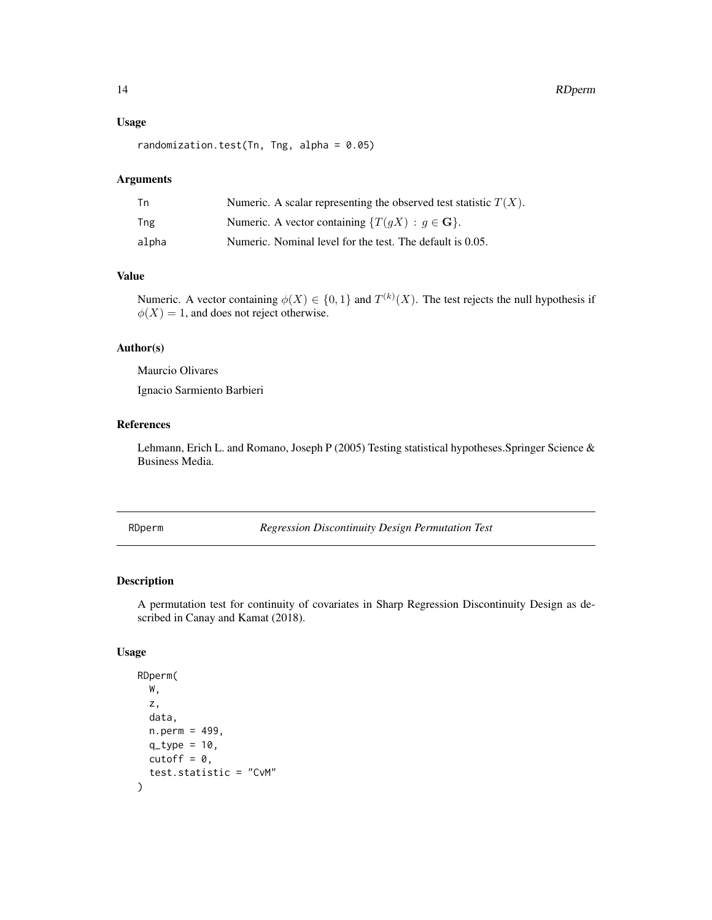### Usage

```
randomization.test(Tn, Tng, alpha = 0.05)
```

### Arguments

| | |
|---|---|
| Tn | Numeric. A scalar representing the observed test statistic $T(X)$. |
| Tng | Numeric. A vector containing $\{T(gX) \, : \, g \in \mathbf{G}\}$. |
| alpha | Numeric. Nominal level for the test. The default is 0.05. |

### Value

Numeric. A vector containing $\phi(X) \in \{0, 1\}$ and $T^{(k)}(X)$. The test rejects the null hypothesis if $\phi(X) = 1$, and does not reject otherwise.

### Author(s)

Maurcio Olivares

Ignacio Sarmiento Barbieri

### References

Lehmann, Erich L. and Romano, Joseph P (2005) Testing statistical hypotheses.Springer Science & Business Media.

---

## RDperm — *Regression Discontinuity Design Permutation Test*

### Description

A permutation test for continuity of covariates in Sharp Regression Discontinuity Design as described in Canay and Kamat (2018).

### Usage

```
RDperm(
  W,
  z,
  data,
  n.perm = 499,
  q_type = 10,
  cutoff = 0,
  test.statistic = "CvM"
)
```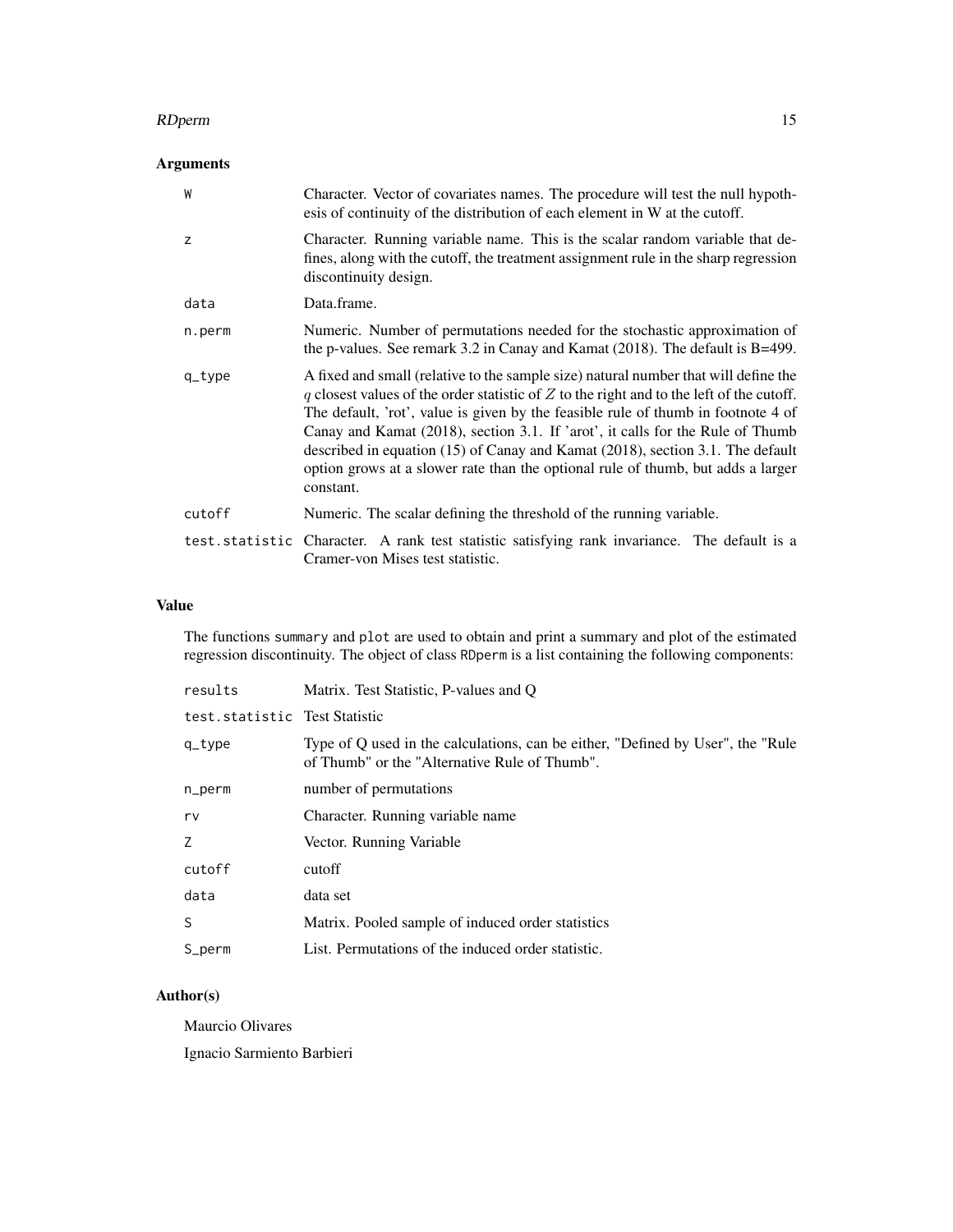## Arguments

| | |
|---|---|
| W | Character. Vector of covariates names. The procedure will test the null hypothesis of continuity of the distribution of each element in W at the cutoff. |
| z | Character. Running variable name. This is the scalar random variable that defines, along with the cutoff, the treatment assignment rule in the sharp regression discontinuity design. |
| data | Data.frame. |
| n.perm | Numeric. Number of permutations needed for the stochastic approximation of the p-values. See remark 3.2 in Canay and Kamat (2018). The default is B=499. |
| q_type | A fixed and small (relative to the sample size) natural number that will define the $q$ closest values of the order statistic of $Z$ to the right and to the left of the cutoff. The default, 'rot', value is given by the feasible rule of thumb in footnote 4 of Canay and Kamat (2018), section 3.1. If 'arot', it calls for the Rule of Thumb described in equation (15) of Canay and Kamat (2018), section 3.1. The default option grows at a slower rate than the optional rule of thumb, but adds a larger constant. |
| cutoff | Numeric. The scalar defining the threshold of the running variable. |
| test.statistic | Character. A rank test statistic satisfying rank invariance. The default is a Cramer-von Mises test statistic. |

## Value

The functions summary and plot are used to obtain and print a summary and plot of the estimated regression discontinuity. The object of class RDperm is a list containing the following components:

| | |
|---|---|
| results | Matrix. Test Statistic, P-values and Q |
| test.statistic | Test Statistic |
| q_type | Type of Q used in the calculations, can be either, "Defined by User", the "Rule of Thumb" or the "Alternative Rule of Thumb". |
| n_perm | number of permutations |
| rv | Character. Running variable name |
| Z | Vector. Running Variable |
| cutoff | cutoff |
| data | data set |
| S | Matrix. Pooled sample of induced order statistics |
| S_perm | List. Permutations of the induced order statistic. |

## Author(s)

Maurcio Olivares

Ignacio Sarmiento Barbieri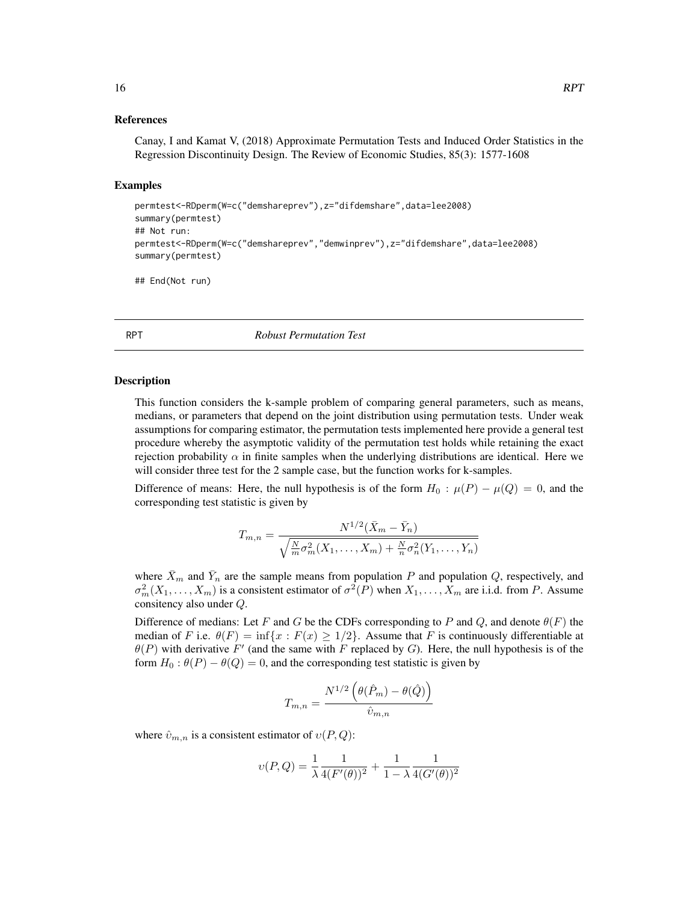### References

Canay, I and Kamat V, (2018) Approximate Permutation Tests and Induced Order Statistics in the Regression Discontinuity Design. The Review of Economic Studies, 85(3): 1577-1608

### Examples

```
permtest<-RDperm(W=c("demshareprev"),z="difdemshare",data=lee2008)
summary(permtest)
## Not run:
permtest<-RDperm(W=c("demshareprev","demwinprev"),z="difdemshare",data=lee2008)
summary(permtest)

## End(Not run)
```

---

## RPT — *Robust Permutation Test*

---

### Description

This function considers the k-sample problem of comparing general parameters, such as means, medians, or parameters that depend on the joint distribution using permutation tests. Under weak assumptions for comparing estimator, the permutation tests implemented here provide a general test procedure whereby the asymptotic validity of the permutation test holds while retaining the exact rejection probability $\alpha$ in finite samples when the underlying distributions are identical. Here we will consider three test for the 2 sample case, but the function works for k-samples.

Difference of means: Here, the null hypothesis is of the form $H_0 : \mu(P) - \mu(Q) = 0$, and the corresponding test statistic is given by

$$T_{m,n} = \frac{N^{1/2}(\bar{X}_m - \bar{Y}_n)}{\sqrt{\frac{N}{m}\sigma_m^2(X_1, \ldots, X_m) + \frac{N}{n}\sigma_n^2(Y_1, \ldots, Y_n)}}$$

where $\bar{X}_m$ and $\bar{Y}_n$ are the sample means from population $P$ and population $Q$, respectively, and $\sigma_m^2(X_1, \ldots, X_m)$ is a consistent estimator of $\sigma^2(P)$ when $X_1, \ldots, X_m$ are i.i.d. from $P$. Assume consitency also under $Q$.

Difference of medians: Let $F$ and $G$ be the CDFs corresponding to $P$ and $Q$, and denote $\theta(F)$ the median of $F$ i.e. $\theta(F) = \inf\{x : F(x) \geq 1/2\}$. Assume that $F$ is continuously differentiable at $\theta(P)$ with derivative $F'$ (and the same with $F$ replaced by $G$). Here, the null hypothesis is of the form $H_0 : \theta(P) - \theta(Q) = 0$, and the corresponding test statistic is given by

$$T_{m,n} = \frac{N^{1/2}\left(\theta(\hat{P}_m) - \theta(\hat{Q})\right)}{\hat{\upsilon}_{m,n}}$$

where $\hat{\upsilon}_{m,n}$ is a consistent estimator of $\upsilon(P, Q)$:

$$\upsilon(P, Q) = \frac{1}{\lambda}\frac{1}{4(F'(\theta))^2} + \frac{1}{1-\lambda}\frac{1}{4(G'(\theta))^2}$$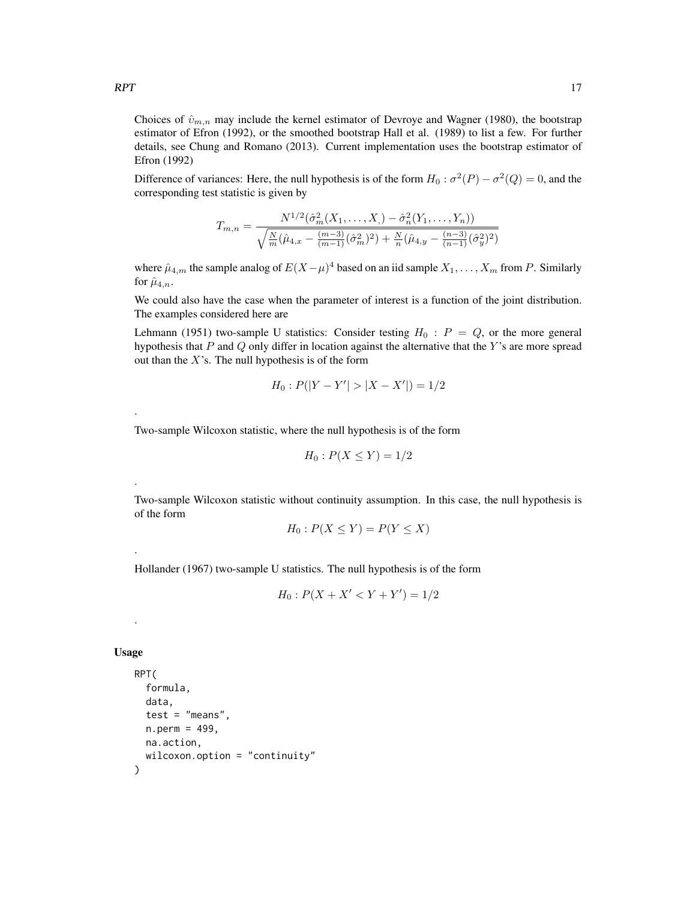Choices of $\hat{\upsilon}_{m,n}$ may include the kernel estimator of Devroye and Wagner (1980), the bootstrap estimator of Efron (1992), or the smoothed bootstrap Hall et al. (1989) to list a few. For further details, see Chung and Romano (2013). Current implementation uses the bootstrap estimator of Efron (1992)

Difference of variances: Here, the null hypothesis is of the form $H_0 : \sigma^2(P) - \sigma^2(Q) = 0$, and the corresponding test statistic is given by

$$T_{m,n} = \frac{N^{1/2}(\hat{\sigma}_m^2(X_1, \ldots, X,) - \hat{\sigma}_n^2(Y_1, \ldots, Y_n))}{\sqrt{\frac{N}{m}(\hat{\mu}_{4,x} - \frac{(m-3)}{(m-1)}(\hat{\sigma}_m^2)^2) + \frac{N}{n}(\hat{\mu}_{4,y} - \frac{(n-3)}{(n-1)}(\hat{\sigma}_y^2)^2)}}$$

where $\hat{\mu}_{4,m}$ the sample analog of $E(X-\mu)^4$ based on an iid sample $X_1, \ldots, X_m$ from $P$. Similarly for $\hat{\mu}_{4,n}$.

We could also have the case when the parameter of interest is a function of the joint distribution. The examples considered here are

Lehmann (1951) two-sample U statistics: Consider testing $H_0 : P = Q$, or the more general hypothesis that $P$ and $Q$ only differ in location against the alternative that the $Y$'s are more spread out than the $X$'s. The null hypothesis is of the form

$$H_0 : P(|Y - Y'| > |X - X'|) = 1/2$$

.

Two-sample Wilcoxon statistic, where the null hypothesis is of the form

$$H_0 : P(X \leq Y) = 1/2$$

.

Two-sample Wilcoxon statistic without continuity assumption. In this case, the null hypothesis is of the form

$$H_0 : P(X \leq Y) = P(Y \leq X)$$

.

Hollander (1967) two-sample U statistics. The null hypothesis is of the form

$$H_0 : P(X + X' < Y + Y') = 1/2$$

.

## Usage

```
RPT(
  formula,
  data,
  test = "means",
  n.perm = 499,
  na.action,
  wilcoxon.option = "continuity"
)
```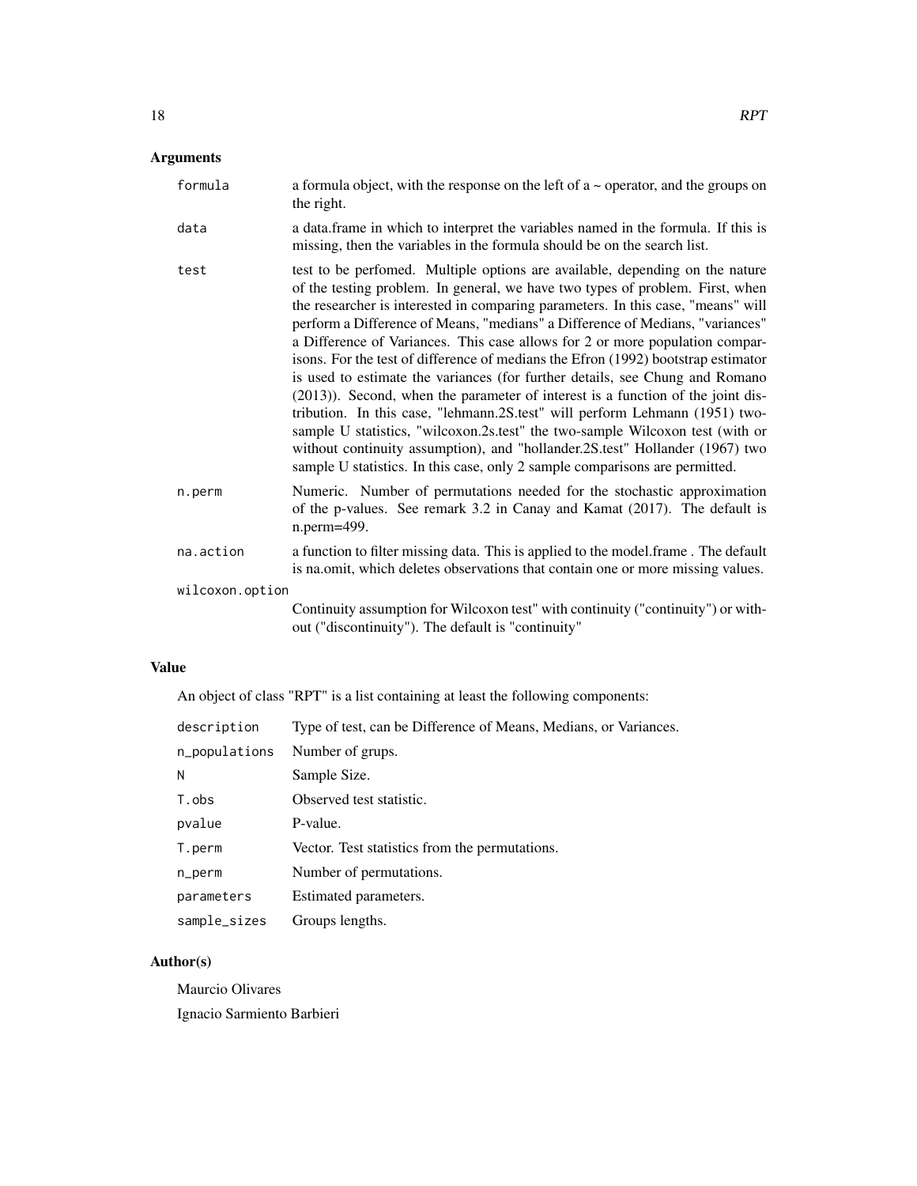## Arguments

| | |
|---|---|
| `formula` | a formula object, with the response on the left of a ~ operator, and the groups on the right. |
| `data` | a data.frame in which to interpret the variables named in the formula. If this is missing, then the variables in the formula should be on the search list. |
| `test` | test to be perfomed. Multiple options are available, depending on the nature of the testing problem. In general, we have two types of problem. First, when the researcher is interested in comparing parameters. In this case, "means" will perform a Difference of Means, "medians" a Difference of Medians, "variances" a Difference of Variances. This case allows for 2 or more population comparisons. For the test of difference of medians the Efron (1992) bootstrap estimator is used to estimate the variances (for further details, see Chung and Romano (2013)). Second, when the parameter of interest is a function of the joint distribution. In this case, "lehmann.2S.test" will perform Lehmann (1951) two-sample U statistics, "wilcoxon.2s.test" the two-sample Wilcoxon test (with or without continuity assumption), and "hollander.2S.test" Hollander (1967) two sample U statistics. In this case, only 2 sample comparisons are permitted. |
| `n.perm` | Numeric. Number of permutations needed for the stochastic approximation of the p-values. See remark 3.2 in Canay and Kamat (2017). The default is n.perm=499. |
| `na.action` | a function to filter missing data. This is applied to the model.frame . The default is na.omit, which deletes observations that contain one or more missing values. |
| `wilcoxon.option` | Continuity assumption for Wilcoxon test" with continuity ("continuity") or without ("discontinuity"). The default is "continuity" |

## Value

An object of class "RPT" is a list containing at least the following components:

| | |
|---|---|
| `description` | Type of test, can be Difference of Means, Medians, or Variances. |
| `n_populations` | Number of grups. |
| `N` | Sample Size. |
| `T.obs` | Observed test statistic. |
| `pvalue` | P-value. |
| `T.perm` | Vector. Test statistics from the permutations. |
| `n_perm` | Number of permutations. |
| `parameters` | Estimated parameters. |
| `sample_sizes` | Groups lengths. |

## Author(s)

Maurcio Olivares

Ignacio Sarmiento Barbieri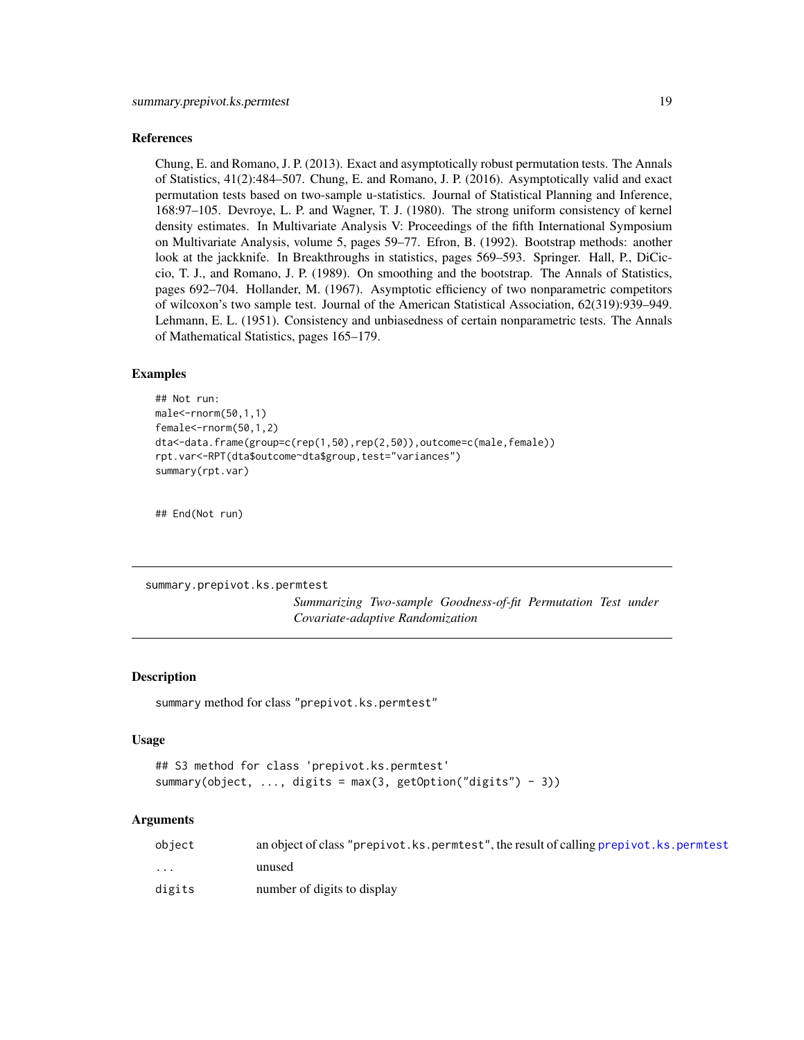### References

Chung, E. and Romano, J. P. (2013). Exact and asymptotically robust permutation tests. The Annals of Statistics, 41(2):484–507. Chung, E. and Romano, J. P. (2016). Asymptotically valid and exact permutation tests based on two-sample u-statistics. Journal of Statistical Planning and Inference, 168:97–105. Devroye, L. P. and Wagner, T. J. (1980). The strong uniform consistency of kernel density estimates. In Multivariate Analysis V: Proceedings of the fifth International Symposium on Multivariate Analysis, volume 5, pages 59–77. Efron, B. (1992). Bootstrap methods: another look at the jackknife. In Breakthroughs in statistics, pages 569–593. Springer. Hall, P., DiCiccio, T. J., and Romano, J. P. (1989). On smoothing and the bootstrap. The Annals of Statistics, pages 692–704. Hollander, M. (1967). Asymptotic efficiency of two nonparametric competitors of wilcoxon's two sample test. Journal of the American Statistical Association, 62(319):939–949. Lehmann, E. L. (1951). Consistency and unbiasedness of certain nonparametric tests. The Annals of Mathematical Statistics, pages 165–179.

### Examples

```
## Not run:
male<-rnorm(50,1,1)
female<-rnorm(50,1,2)
dta<-data.frame(group=c(rep(1,50),rep(2,50)),outcome=c(male,female))
rpt.var<-RPT(dta$outcome~dta$group,test="variances")
summary(rpt.var)


## End(Not run)
```

---

## summary.prepivot.ks.permtest

*Summarizing Two-sample Goodness-of-fit Permutation Test under Covariate-adaptive Randomization*

### Description

summary method for class "prepivot.ks.permtest"

### Usage

```
## S3 method for class 'prepivot.ks.permtest'
summary(object, ..., digits = max(3, getOption("digits") - 3))
```

### Arguments

| | |
|---|---|
| object | an object of class "prepivot.ks.permtest", the result of calling prepivot.ks.permtest |
| ... | unused |
| digits | number of digits to display |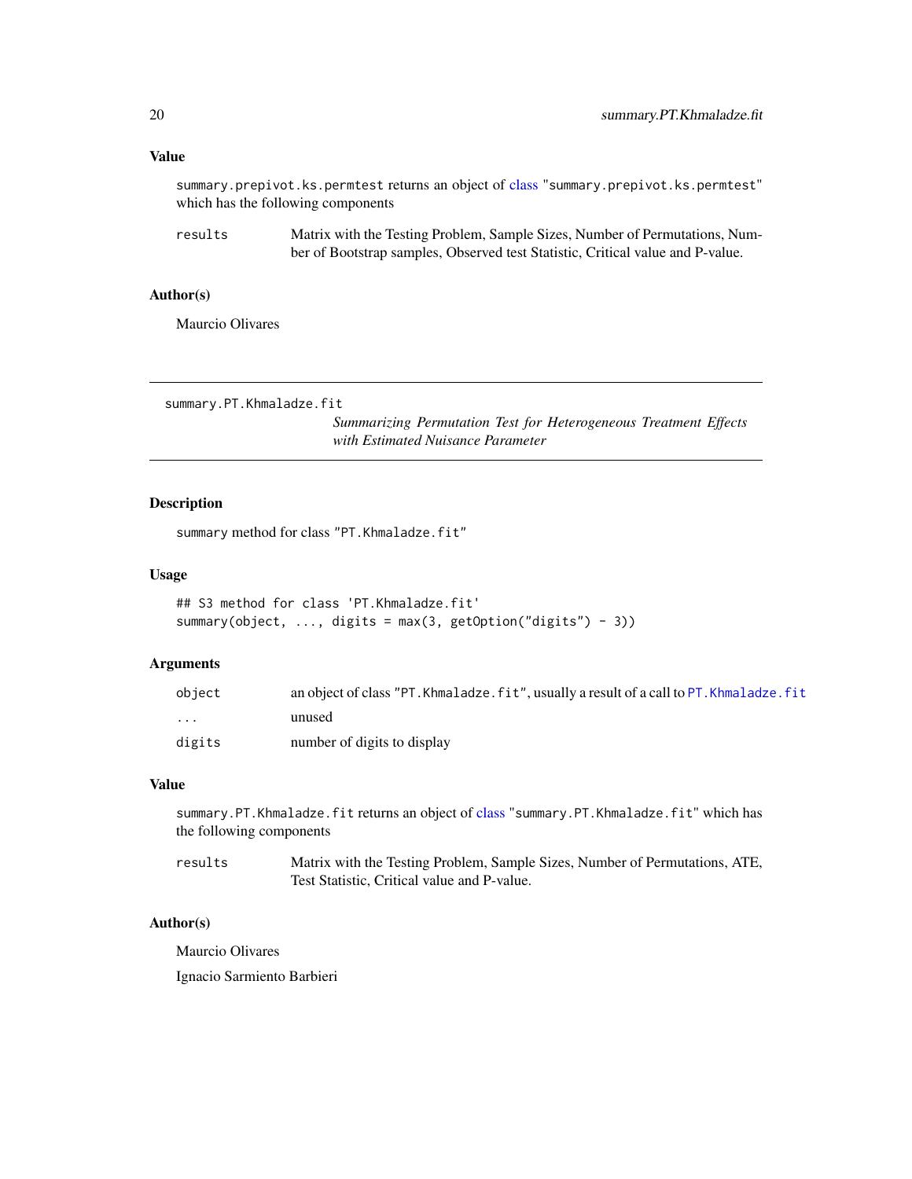### Value

summary.prepivot.ks.permtest returns an object of class "summary.prepivot.ks.permtest" which has the following components

| | |
|---|---|
| results | Matrix with the Testing Problem, Sample Sizes, Number of Permutations, Number of Bootstrap samples, Observed test Statistic, Critical value and P-value. |

### Author(s)

Maurcio Olivares

---

## summary.PT.Khmaladze.fit

*Summarizing Permutation Test for Heterogeneous Treatment Effects with Estimated Nuisance Parameter*

### Description

summary method for class "PT.Khmaladze.fit"

### Usage

```
## S3 method for class 'PT.Khmaladze.fit'
summary(object, ..., digits = max(3, getOption("digits") - 3))
```

### Arguments

| | |
|---|---|
| object | an object of class "PT.Khmaladze.fit", usually a result of a call to PT.Khmaladze.fit |
| ... | unused |
| digits | number of digits to display |

### Value

summary.PT.Khmaladze.fit returns an object of class "summary.PT.Khmaladze.fit" which has the following components

| | |
|---|---|
| results | Matrix with the Testing Problem, Sample Sizes, Number of Permutations, ATE, Test Statistic, Critical value and P-value. |

### Author(s)

Maurcio Olivares

Ignacio Sarmiento Barbieri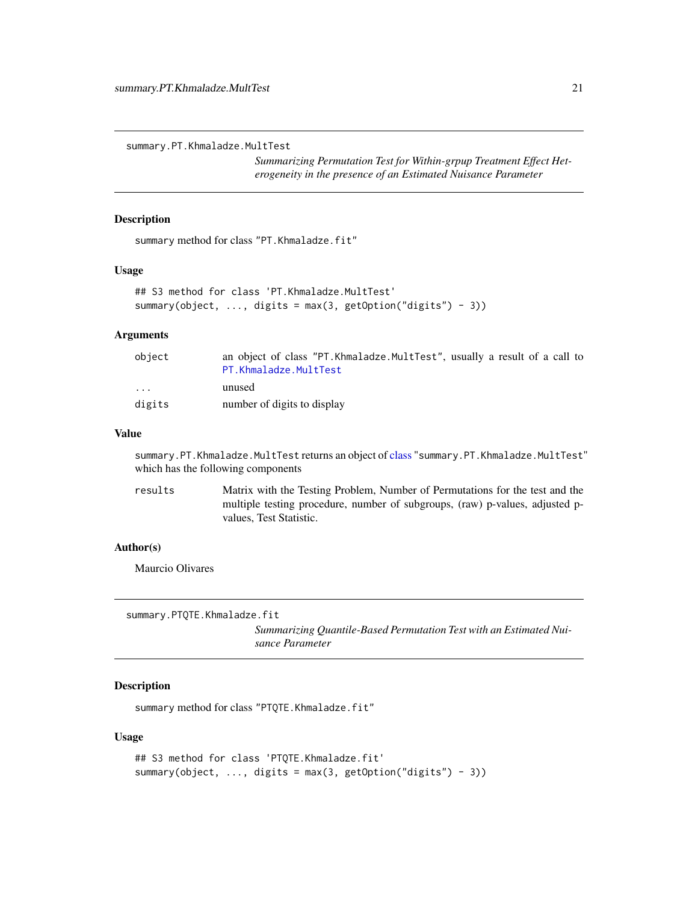summary.PT.Khmaladze.MultTest

*Summarizing Permutation Test for Within-grpup Treatment Effect Heterogeneity in the presence of an Estimated Nuisance Parameter*

### Description

summary method for class "PT.Khmaladze.fit"

### Usage

```
## S3 method for class 'PT.Khmaladze.MultTest'
summary(object, ..., digits = max(3, getOption("digits") - 3))
```

### Arguments

| | |
|---|---|
| object | an object of class "PT.Khmaladze.MultTest", usually a result of a call to PT.Khmaladze.MultTest |
| ... | unused |
| digits | number of digits to display |

### Value

summary.PT.Khmaladze.MultTest returns an object of class "summary.PT.Khmaladze.MultTest" which has the following components

| | |
|---|---|
| results | Matrix with the Testing Problem, Number of Permutations for the test and the multiple testing procedure, number of subgroups, (raw) p-values, adjusted p-values, Test Statistic. |

### Author(s)

Maurcio Olivares

---

summary.PTQTE.Khmaladze.fit

*Summarizing Quantile-Based Permutation Test with an Estimated Nuisance Parameter*

### Description

summary method for class "PTQTE.Khmaladze.fit"

### Usage

```
## S3 method for class 'PTQTE.Khmaladze.fit'
summary(object, ..., digits = max(3, getOption("digits") - 3))
```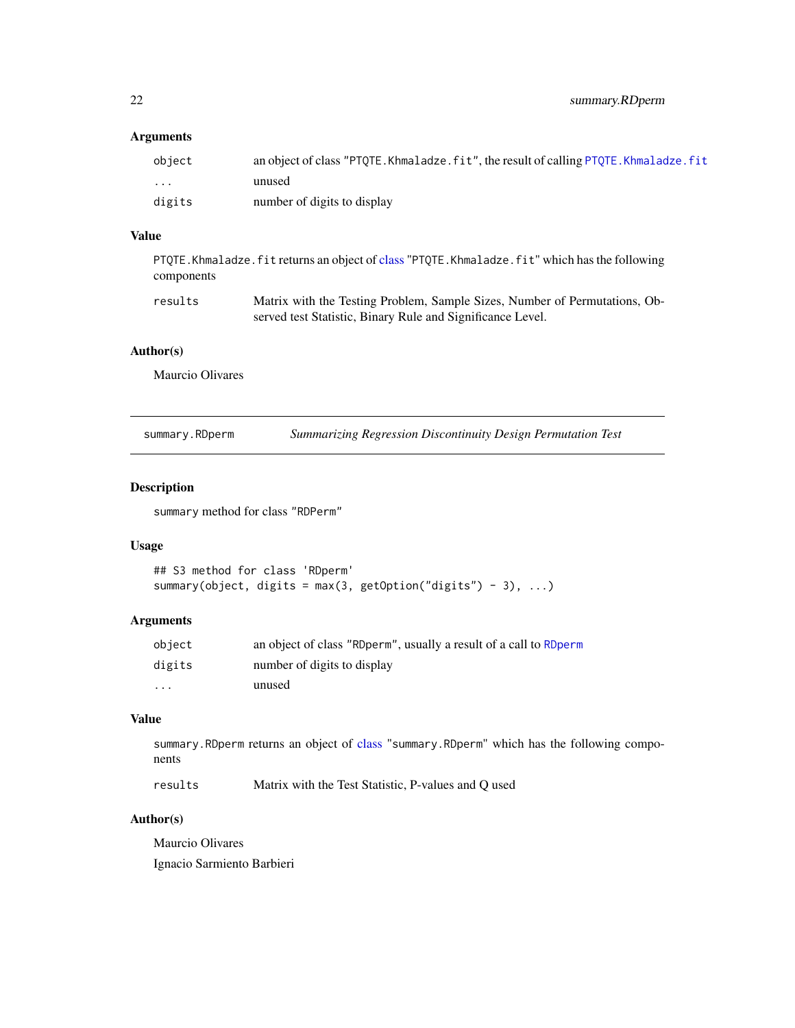### Arguments

| | |
|---|---|
| `object` | an object of class "PTQTE.Khmaladze.fit", the result of calling PTQTE.Khmaladze.fit |
| `...` | unused |
| `digits` | number of digits to display |

### Value

`PTQTE.Khmaladze.fit` returns an object of class "PTQTE.Khmaladze.fit" which has the following components

| | |
|---|---|
| `results` | Matrix with the Testing Problem, Sample Sizes, Number of Permutations, Observed test Statistic, Binary Rule and Significance Level. |

### Author(s)

Maurcio Olivares

---

## summary.RDperm — *Summarizing Regression Discontinuity Design Permutation Test*

---

### Description

`summary` method for class "RDPerm"

### Usage

```
## S3 method for class 'RDperm'
summary(object, digits = max(3, getOption("digits") - 3), ...)
```

### Arguments

| | |
|---|---|
| `object` | an object of class "RDperm", usually a result of a call to RDperm |
| `digits` | number of digits to display |
| `...` | unused |

### Value

`summary.RDperm` returns an object of class "summary.RDperm" which has the following components

| | |
|---|---|
| `results` | Matrix with the Test Statistic, P-values and Q used |

### Author(s)

Maurcio Olivares

Ignacio Sarmiento Barbieri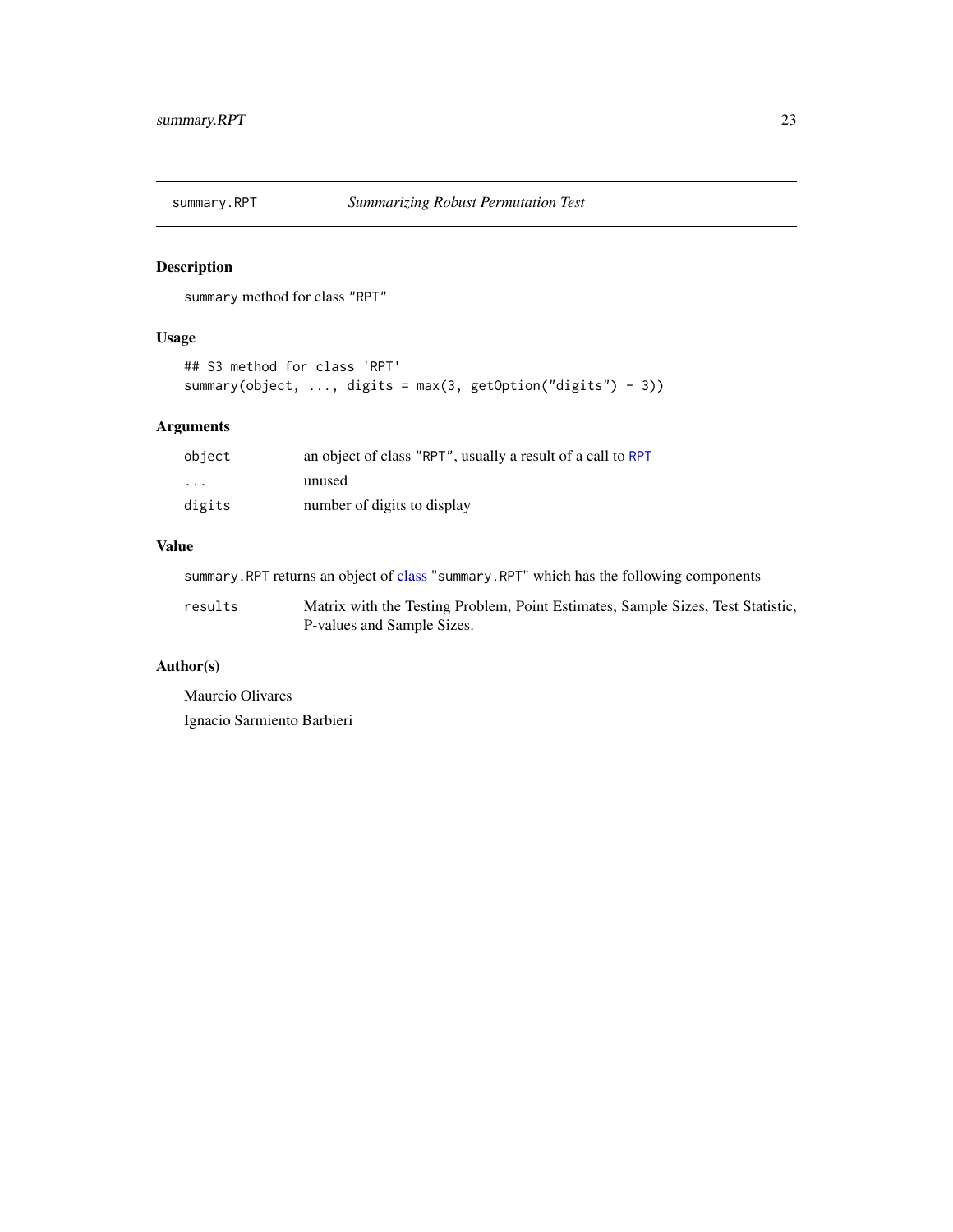## summary.RPT — *Summarizing Robust Permutation Test*

### Description

`summary` method for class "RPT"

### Usage

```
## S3 method for class 'RPT'
summary(object, ..., digits = max(3, getOption("digits") - 3))
```

### Arguments

| | |
|---|---|
| `object` | an object of class "RPT", usually a result of a call to `RPT` |
| `...` | unused |
| `digits` | number of digits to display |

### Value

`summary.RPT` returns an object of class "summary.RPT" which has the following components

| | |
|---|---|
| `results` | Matrix with the Testing Problem, Point Estimates, Sample Sizes, Test Statistic, P-values and Sample Sizes. |

### Author(s)

Maurcio Olivares

Ignacio Sarmiento Barbieri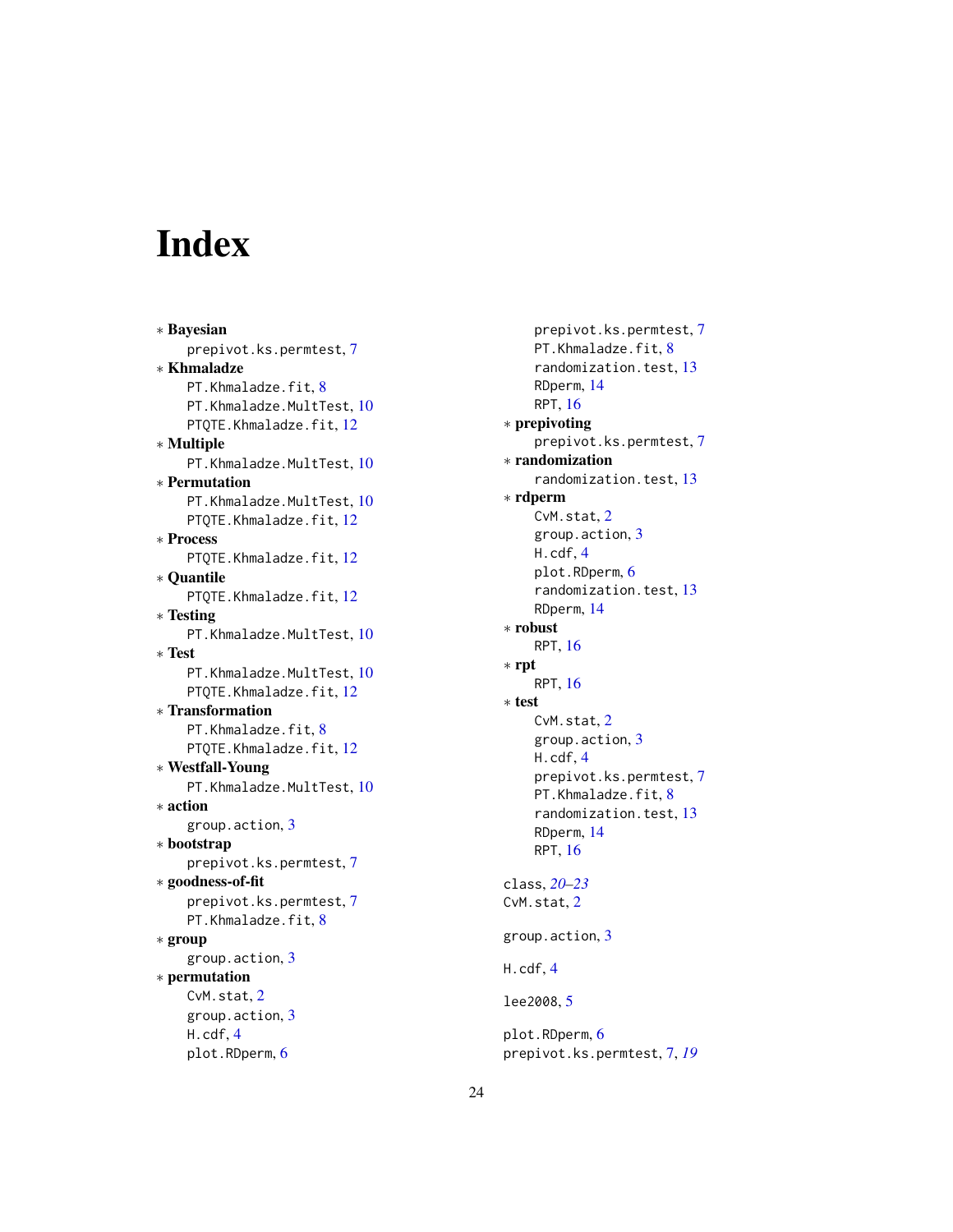# Index

* **Bayesian**
  prepivot.ks.permtest, 7
* **Khmaladze**
  PT.Khmaladze.fit, 8
  PT.Khmaladze.MultTest, 10
  PTQTE.Khmaladze.fit, 12
* **Multiple**
  PT.Khmaladze.MultTest, 10
* **Permutation**
  PT.Khmaladze.MultTest, 10
  PTQTE.Khmaladze.fit, 12
* **Process**
  PTQTE.Khmaladze.fit, 12
* **Quantile**
  PTQTE.Khmaladze.fit, 12
* **Testing**
  PT.Khmaladze.MultTest, 10
* **Test**
  PT.Khmaladze.MultTest, 10
  PTQTE.Khmaladze.fit, 12
* **Transformation**
  PT.Khmaladze.fit, 8
  PTQTE.Khmaladze.fit, 12
* **Westfall-Young**
  PT.Khmaladze.MultTest, 10
* **action**
  group.action, 3
* **bootstrap**
  prepivot.ks.permtest, 7
* **goodness-of-fit**
  prepivot.ks.permtest, 7
  PT.Khmaladze.fit, 8
* **group**
  group.action, 3
* **permutation**
  CvM.stat, 2
  group.action, 3
  H.cdf, 4
  plot.RDperm, 6
  prepivot.ks.permtest, 7
  PT.Khmaladze.fit, 8
  randomization.test, 13
  RDperm, 14
  RPT, 16
* **prepivoting**
  prepivot.ks.permtest, 7
* **randomization**
  randomization.test, 13
* **rdperm**
  CvM.stat, 2
  group.action, 3
  H.cdf, 4
  plot.RDperm, 6
  randomization.test, 13
  RDperm, 14
* **robust**
  RPT, 16
* **rpt**
  RPT, 16
* **test**
  CvM.stat, 2
  group.action, 3
  H.cdf, 4
  prepivot.ks.permtest, 7
  PT.Khmaladze.fit, 8
  randomization.test, 13
  RDperm, 14
  RPT, 16

class, *20–23*
CvM.stat, 2

group.action, 3

H.cdf, 4

lee2008, 5

plot.RDperm, 6
prepivot.ks.permtest, 7, *19*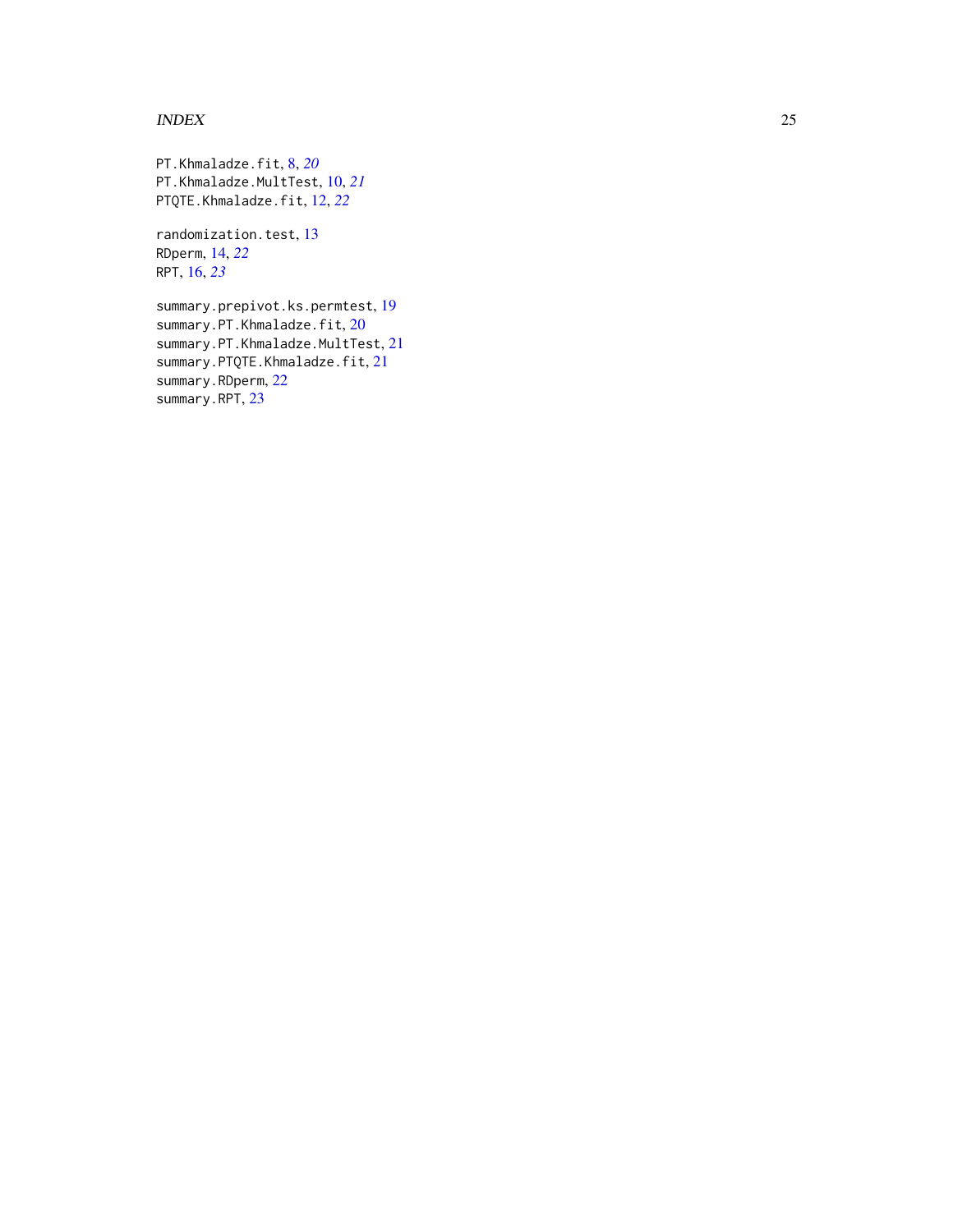PT.Khmaladze.fit, 8, *20*
PT.Khmaladze.MultTest, 10, *21*
PTQTE.Khmaladze.fit, 12, *22*

randomization.test, 13
RDperm, 14, *22*
RPT, 16, *23*

summary.prepivot.ks.permtest, 19
summary.PT.Khmaladze.fit, 20
summary.PT.Khmaladze.MultTest, 21
summary.PTQTE.Khmaladze.fit, 21
summary.RDperm, 22
summary.RPT, 23